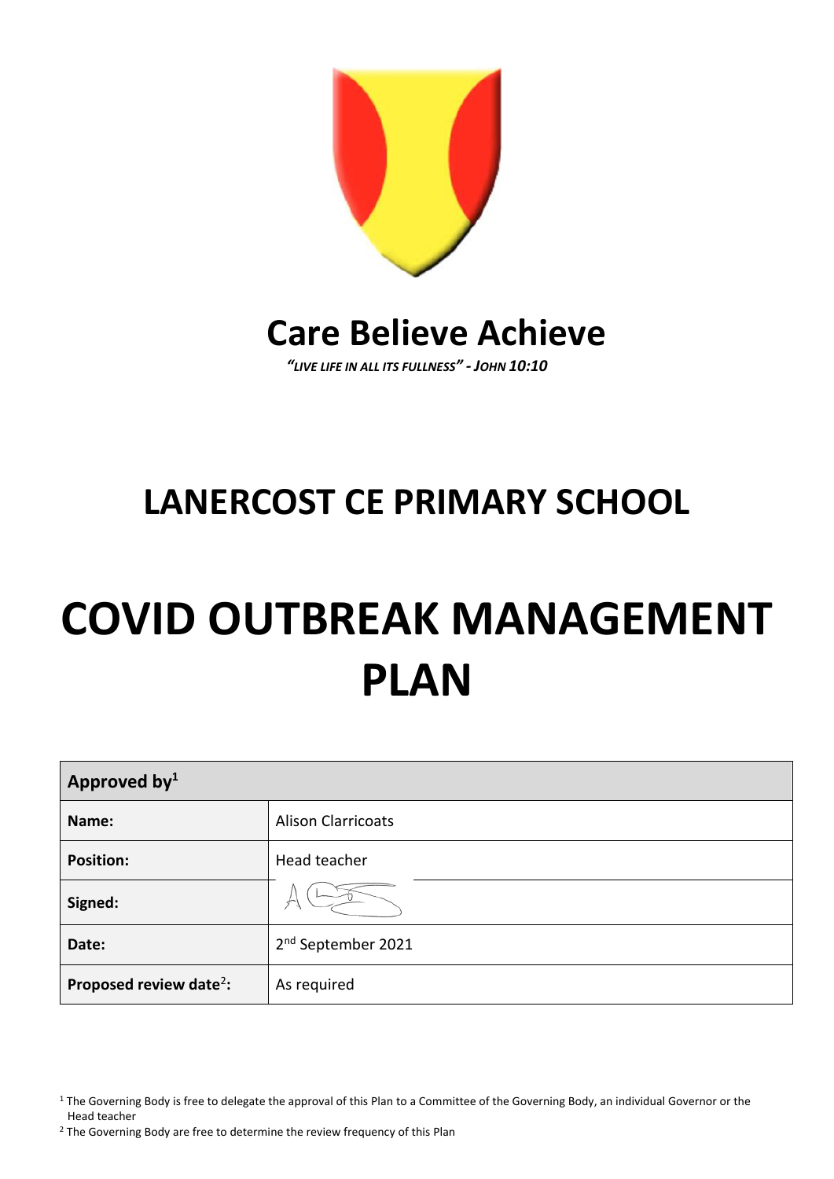# Care Believe Achieve

*"LIVE LIFE IN ALL ITS FULLNESS" - JOHN 10:10*

# LANERCOST CE PRIMARY SCHOOL

# COVID OUTBREAK MANAGEMENT PLAN

| Approved by[1] | |
|---|---|
| **Name:** | Alison Clarricoats |
| **Position:** | Head teacher |
| **Signed:** | |
| **Date:** | 2nd September 2021 |
| **Proposed review date**[2]**:** | As required |

[1] The Governing Body is free to delegate the approval of this Plan to a Committee of the Governing Body, an individual Governor or the Head teacher

[2] The Governing Body are free to determine the review frequency of this Plan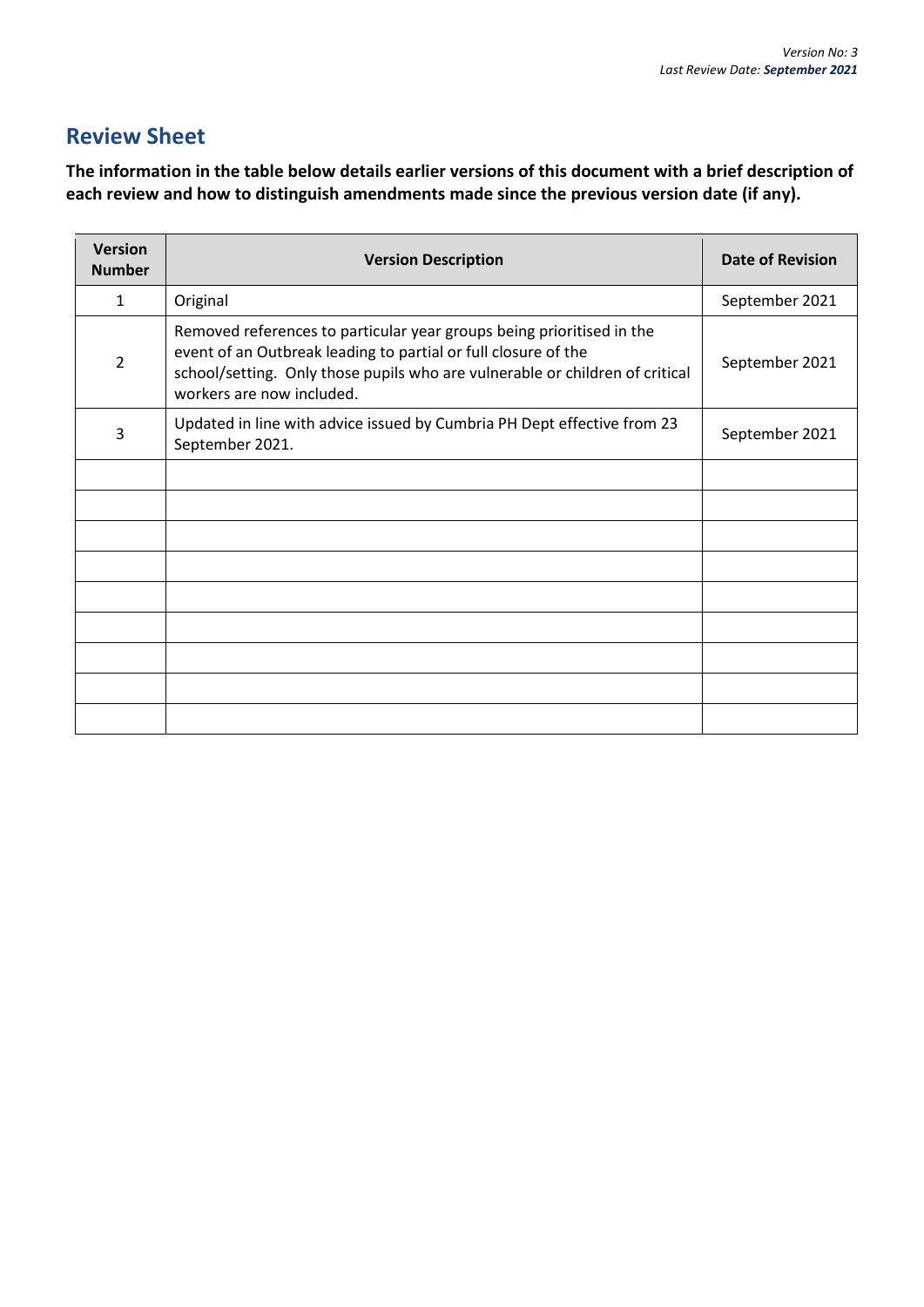## Review Sheet

**The information in the table below details earlier versions of this document with a brief description of each review and how to distinguish amendments made since the previous version date (if any).**

| Version Number | Version Description | Date of Revision |
|---|---|---|
| 1 | Original | September 2021 |
| 2 | Removed references to particular year groups being prioritised in the event of an Outbreak leading to partial or full closure of the school/setting. Only those pupils who are vulnerable or children of critical workers are now included. | September 2021 |
| 3 | Updated in line with advice issued by Cumbria PH Dept effective from 23 September 2021. | September 2021 |
| | | |
| | | |
| | | |
| | | |
| | | |
| | | |
| | | |
| | | |
| | | |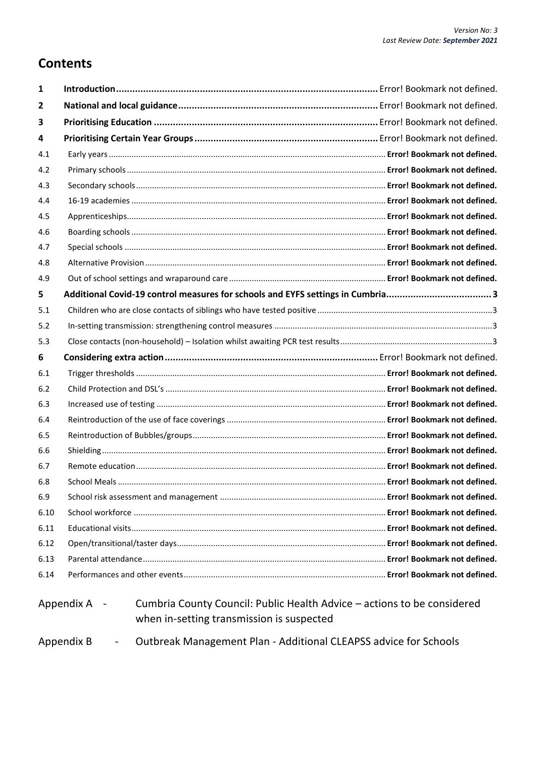## Contents

| | | |
|---|---|---|
| **1** | **Introduction** | Error! Bookmark not defined. |
| **2** | **National and local guidance** | Error! Bookmark not defined. |
| **3** | **Prioritising Education** | Error! Bookmark not defined. |
| **4** | **Prioritising Certain Year Groups** | Error! Bookmark not defined. |
| 4.1 | Early years | **Error! Bookmark not defined.** |
| 4.2 | Primary schools | **Error! Bookmark not defined.** |
| 4.3 | Secondary schools | **Error! Bookmark not defined.** |
| 4.4 | 16-19 academies | **Error! Bookmark not defined.** |
| 4.5 | Apprenticeships | **Error! Bookmark not defined.** |
| 4.6 | Boarding schools | **Error! Bookmark not defined.** |
| 4.7 | Special schools | **Error! Bookmark not defined.** |
| 4.8 | Alternative Provision | **Error! Bookmark not defined.** |
| 4.9 | Out of school settings and wraparound care | **Error! Bookmark not defined.** |
| **5** | **Additional Covid-19 control measures for schools and EYFS settings in Cumbria** | **3** |
| 5.1 | Children who are close contacts of siblings who have tested positive | 3 |
| 5.2 | In-setting transmission: strengthening control measures | 3 |
| 5.3 | Close contacts (non-household) – Isolation whilst awaiting PCR test results | 3 |
| **6** | **Considering extra action** | Error! Bookmark not defined. |
| 6.1 | Trigger thresholds | **Error! Bookmark not defined.** |
| 6.2 | Child Protection and DSL's | **Error! Bookmark not defined.** |
| 6.3 | Increased use of testing | **Error! Bookmark not defined.** |
| 6.4 | Reintroduction of the use of face coverings | **Error! Bookmark not defined.** |
| 6.5 | Reintroduction of Bubbles/groups | **Error! Bookmark not defined.** |
| 6.6 | Shielding | **Error! Bookmark not defined.** |
| 6.7 | Remote education | **Error! Bookmark not defined.** |
| 6.8 | School Meals | **Error! Bookmark not defined.** |
| 6.9 | School risk assessment and management | **Error! Bookmark not defined.** |
| 6.10 | School workforce | **Error! Bookmark not defined.** |
| 6.11 | Educational visits | **Error! Bookmark not defined.** |
| 6.12 | Open/transitional/taster days | **Error! Bookmark not defined.** |
| 6.13 | Parental attendance | **Error! Bookmark not defined.** |
| 6.14 | Performances and other events | **Error! Bookmark not defined.** |

Appendix A - Cumbria County Council: Public Health Advice – actions to be considered when in-setting transmission is suspected

Appendix B - Outbreak Management Plan - Additional CLEAPSS advice for Schools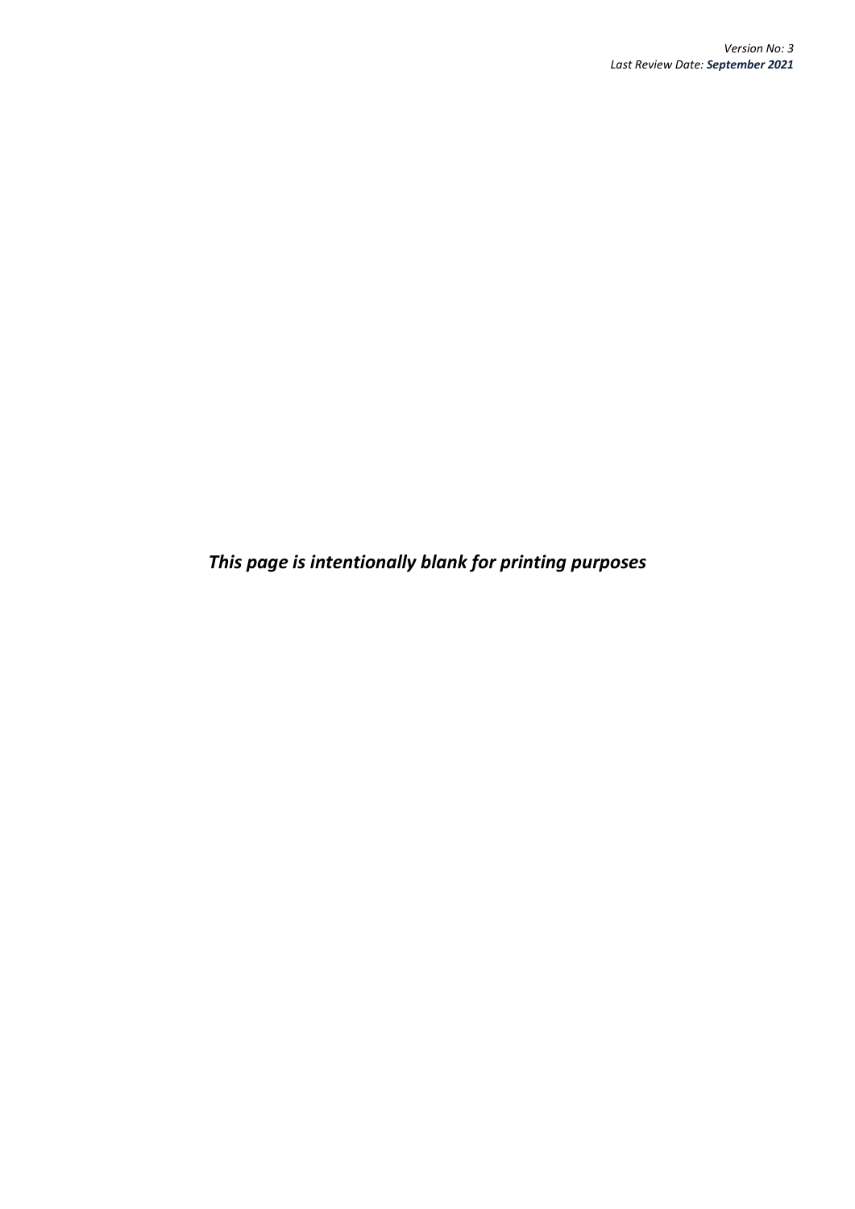*This page is intentionally blank for printing purposes*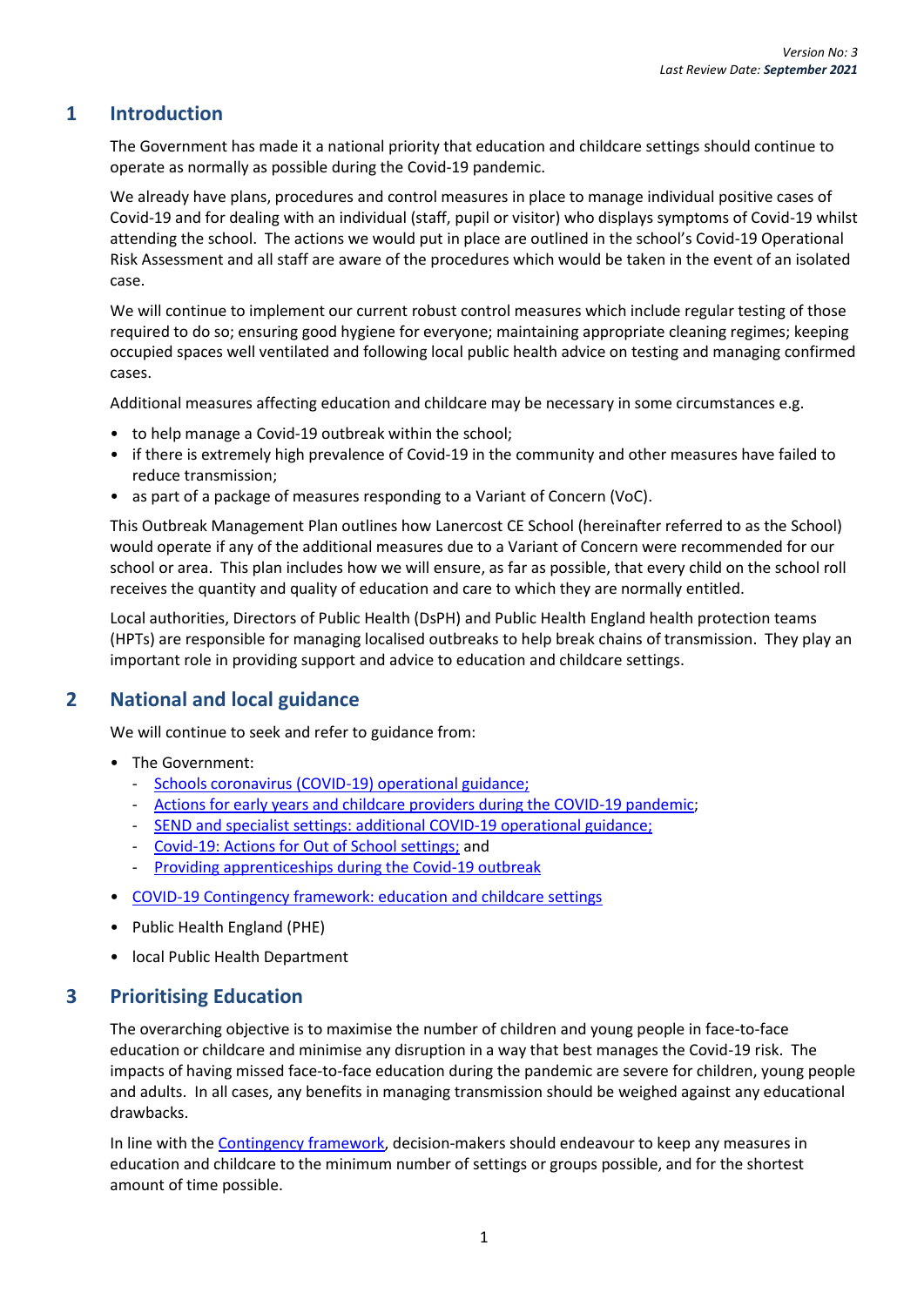*Version No: 3*
*Last Review Date:* ***September 2021***

## 1 Introduction

The Government has made it a national priority that education and childcare settings should continue to operate as normally as possible during the Covid-19 pandemic.

We already have plans, procedures and control measures in place to manage individual positive cases of Covid-19 and for dealing with an individual (staff, pupil or visitor) who displays symptoms of Covid-19 whilst attending the school. The actions we would put in place are outlined in the school's Covid-19 Operational Risk Assessment and all staff are aware of the procedures which would be taken in the event of an isolated case.

We will continue to implement our current robust control measures which include regular testing of those required to do so; ensuring good hygiene for everyone; maintaining appropriate cleaning regimes; keeping occupied spaces well ventilated and following local public health advice on testing and managing confirmed cases.

Additional measures affecting education and childcare may be necessary in some circumstances e.g.

- to help manage a Covid-19 outbreak within the school;
- if there is extremely high prevalence of Covid-19 in the community and other measures have failed to reduce transmission;
- as part of a package of measures responding to a Variant of Concern (VoC).

This Outbreak Management Plan outlines how Lanercost CE School (hereinafter referred to as the School) would operate if any of the additional measures due to a Variant of Concern were recommended for our school or area. This plan includes how we will ensure, as far as possible, that every child on the school roll receives the quantity and quality of education and care to which they are normally entitled.

Local authorities, Directors of Public Health (DsPH) and Public Health England health protection teams (HPTs) are responsible for managing localised outbreaks to help break chains of transmission. They play an important role in providing support and advice to education and childcare settings.

## 2 National and local guidance

We will continue to seek and refer to guidance from:

- The Government:
  - Schools coronavirus (COVID-19) operational guidance;
  - Actions for early years and childcare providers during the COVID-19 pandemic;
  - SEND and specialist settings: additional COVID-19 operational guidance;
  - Covid-19: Actions for Out of School settings; and
  - Providing apprenticeships during the Covid-19 outbreak
- COVID-19 Contingency framework: education and childcare settings
- Public Health England (PHE)
- local Public Health Department

## 3 Prioritising Education

The overarching objective is to maximise the number of children and young people in face-to-face education or childcare and minimise any disruption in a way that best manages the Covid-19 risk. The impacts of having missed face-to-face education during the pandemic are severe for children, young people and adults. In all cases, any benefits in managing transmission should be weighed against any educational drawbacks.

In line with the Contingency framework, decision-makers should endeavour to keep any measures in education and childcare to the minimum number of settings or groups possible, and for the shortest amount of time possible.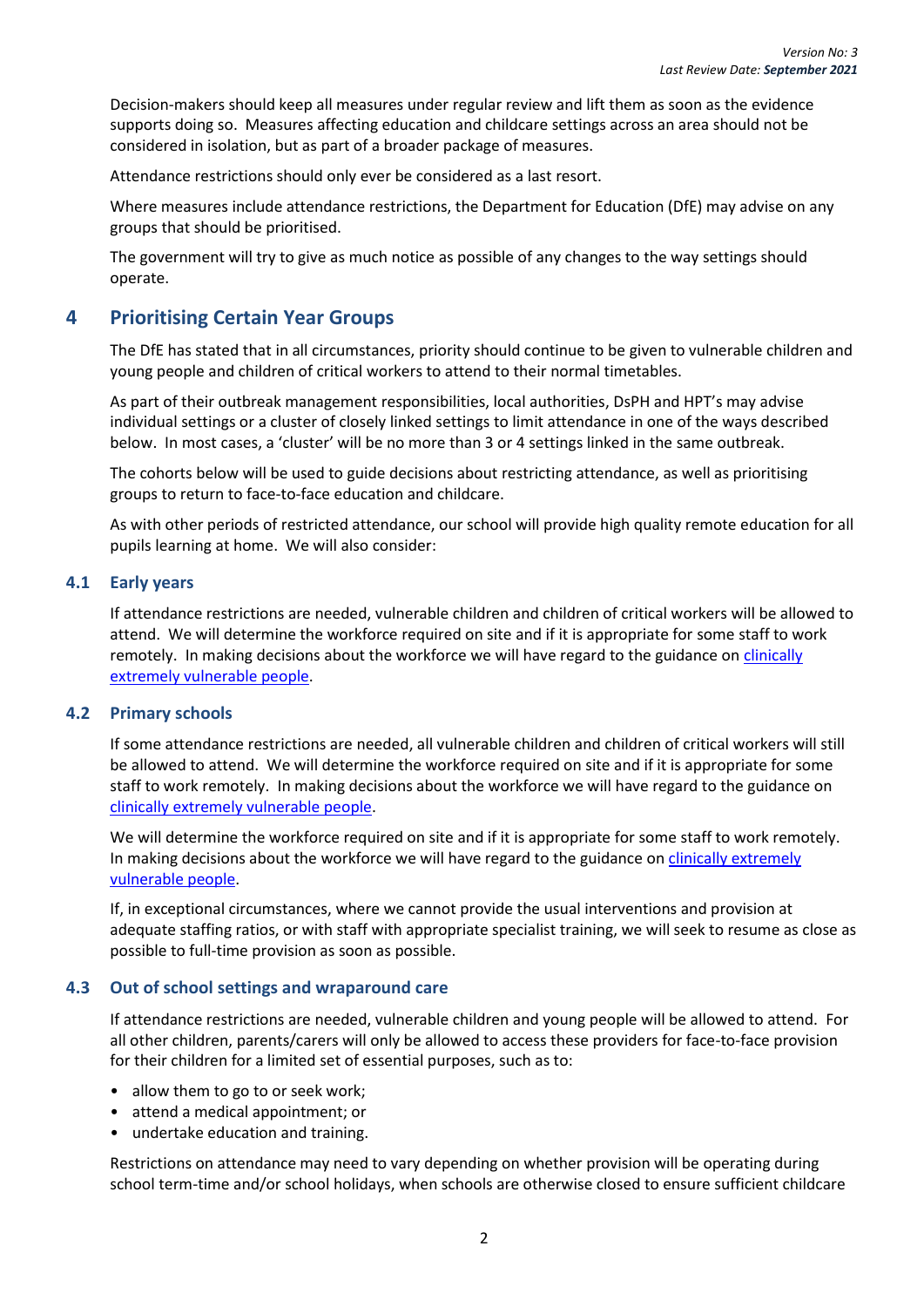Decision-makers should keep all measures under regular review and lift them as soon as the evidence supports doing so. Measures affecting education and childcare settings across an area should not be considered in isolation, but as part of a broader package of measures.

Attendance restrictions should only ever be considered as a last resort.

Where measures include attendance restrictions, the Department for Education (DfE) may advise on any groups that should be prioritised.

The government will try to give as much notice as possible of any changes to the way settings should operate.

## 4 Prioritising Certain Year Groups

The DfE has stated that in all circumstances, priority should continue to be given to vulnerable children and young people and children of critical workers to attend to their normal timetables.

As part of their outbreak management responsibilities, local authorities, DsPH and HPT's may advise individual settings or a cluster of closely linked settings to limit attendance in one of the ways described below. In most cases, a 'cluster' will be no more than 3 or 4 settings linked in the same outbreak.

The cohorts below will be used to guide decisions about restricting attendance, as well as prioritising groups to return to face-to-face education and childcare.

As with other periods of restricted attendance, our school will provide high quality remote education for all pupils learning at home. We will also consider:

### 4.1 Early years

If attendance restrictions are needed, vulnerable children and children of critical workers will be allowed to attend. We will determine the workforce required on site and if it is appropriate for some staff to work remotely. In making decisions about the workforce we will have regard to the guidance on clinically extremely vulnerable people.

### 4.2 Primary schools

If some attendance restrictions are needed, all vulnerable children and children of critical workers will still be allowed to attend. We will determine the workforce required on site and if it is appropriate for some staff to work remotely. In making decisions about the workforce we will have regard to the guidance on clinically extremely vulnerable people.

We will determine the workforce required on site and if it is appropriate for some staff to work remotely. In making decisions about the workforce we will have regard to the guidance on clinically extremely vulnerable people.

If, in exceptional circumstances, where we cannot provide the usual interventions and provision at adequate staffing ratios, or with staff with appropriate specialist training, we will seek to resume as close as possible to full-time provision as soon as possible.

### 4.3 Out of school settings and wraparound care

If attendance restrictions are needed, vulnerable children and young people will be allowed to attend. For all other children, parents/carers will only be allowed to access these providers for face-to-face provision for their children for a limited set of essential purposes, such as to:

- allow them to go to or seek work;
- attend a medical appointment; or
- undertake education and training.

Restrictions on attendance may need to vary depending on whether provision will be operating during school term-time and/or school holidays, when schools are otherwise closed to ensure sufficient childcare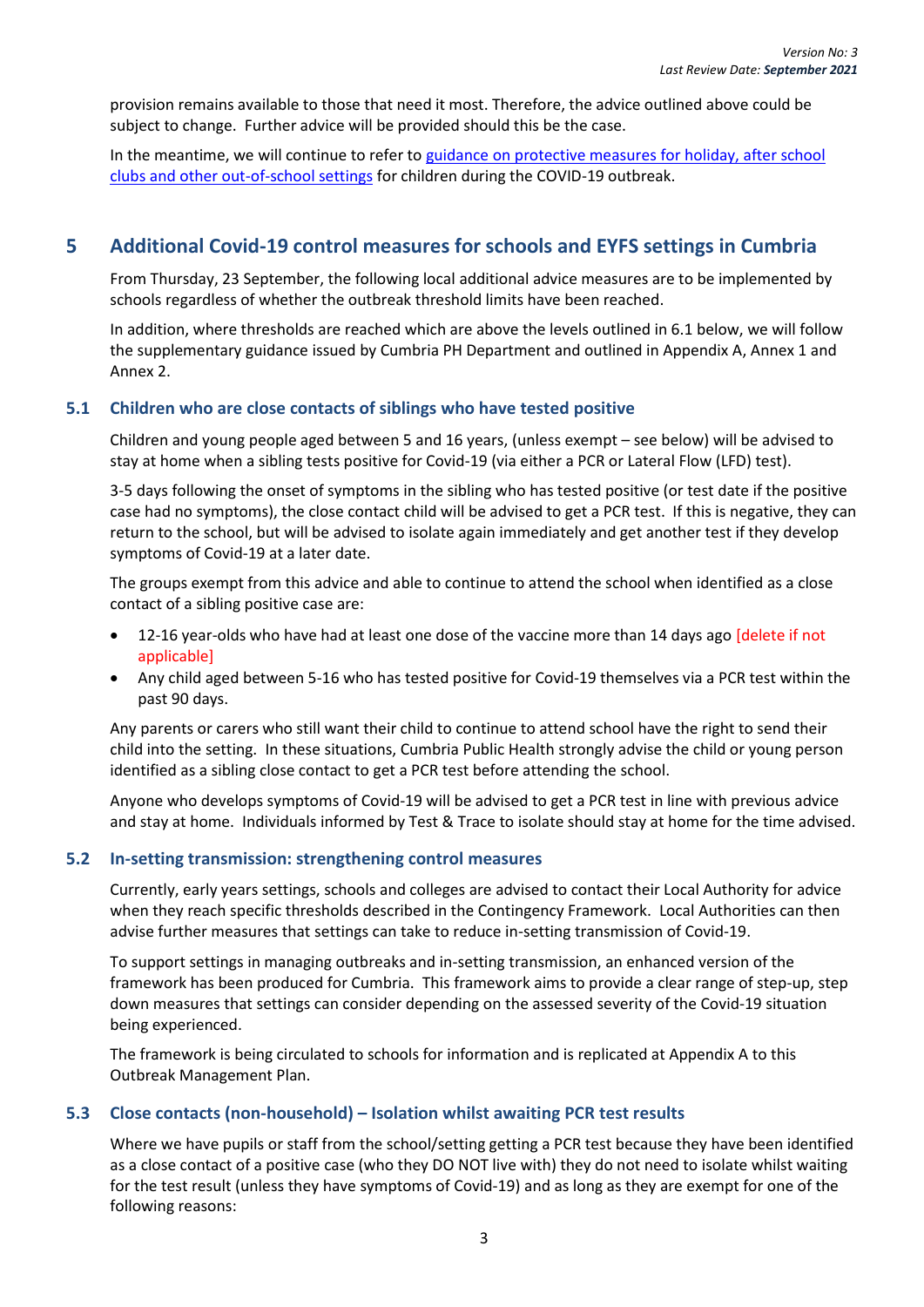provision remains available to those that need it most. Therefore, the advice outlined above could be subject to change. Further advice will be provided should this be the case.

In the meantime, we will continue to refer to guidance on protective measures for holiday, after school clubs and other out-of-school settings for children during the COVID-19 outbreak.

## 5 Additional Covid-19 control measures for schools and EYFS settings in Cumbria

From Thursday, 23 September, the following local additional advice measures are to be implemented by schools regardless of whether the outbreak threshold limits have been reached.

In addition, where thresholds are reached which are above the levels outlined in 6.1 below, we will follow the supplementary guidance issued by Cumbria PH Department and outlined in Appendix A, Annex 1 and Annex 2.

### 5.1 Children who are close contacts of siblings who have tested positive

Children and young people aged between 5 and 16 years, (unless exempt – see below) will be advised to stay at home when a sibling tests positive for Covid-19 (via either a PCR or Lateral Flow (LFD) test).

3-5 days following the onset of symptoms in the sibling who has tested positive (or test date if the positive case had no symptoms), the close contact child will be advised to get a PCR test. If this is negative, they can return to the school, but will be advised to isolate again immediately and get another test if they develop symptoms of Covid-19 at a later date.

The groups exempt from this advice and able to continue to attend the school when identified as a close contact of a sibling positive case are:

- 12-16 year-olds who have had at least one dose of the vaccine more than 14 days ago [delete if not applicable]
- Any child aged between 5-16 who has tested positive for Covid-19 themselves via a PCR test within the past 90 days.

Any parents or carers who still want their child to continue to attend school have the right to send their child into the setting. In these situations, Cumbria Public Health strongly advise the child or young person identified as a sibling close contact to get a PCR test before attending the school.

Anyone who develops symptoms of Covid-19 will be advised to get a PCR test in line with previous advice and stay at home. Individuals informed by Test & Trace to isolate should stay at home for the time advised.

### 5.2 In-setting transmission: strengthening control measures

Currently, early years settings, schools and colleges are advised to contact their Local Authority for advice when they reach specific thresholds described in the Contingency Framework. Local Authorities can then advise further measures that settings can take to reduce in-setting transmission of Covid-19.

To support settings in managing outbreaks and in-setting transmission, an enhanced version of the framework has been produced for Cumbria. This framework aims to provide a clear range of step-up, step down measures that settings can consider depending on the assessed severity of the Covid-19 situation being experienced.

The framework is being circulated to schools for information and is replicated at Appendix A to this Outbreak Management Plan.

### 5.3 Close contacts (non-household) – Isolation whilst awaiting PCR test results

Where we have pupils or staff from the school/setting getting a PCR test because they have been identified as a close contact of a positive case (who they DO NOT live with) they do not need to isolate whilst waiting for the test result (unless they have symptoms of Covid-19) and as long as they are exempt for one of the following reasons: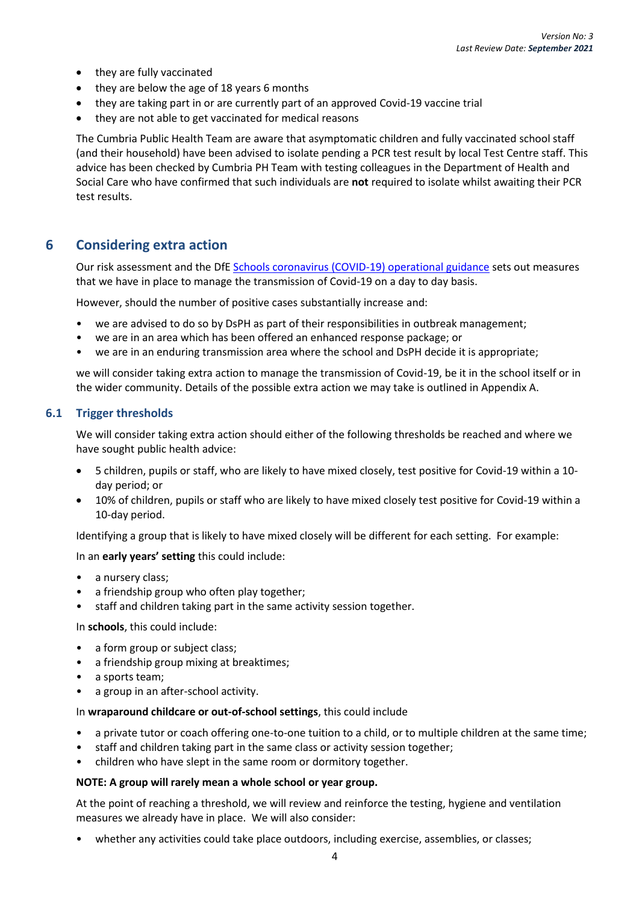- they are fully vaccinated
- they are below the age of 18 years 6 months
- they are taking part in or are currently part of an approved Covid-19 vaccine trial
- they are not able to get vaccinated for medical reasons

The Cumbria Public Health Team are aware that asymptomatic children and fully vaccinated school staff (and their household) have been advised to isolate pending a PCR test result by local Test Centre staff. This advice has been checked by Cumbria PH Team with testing colleagues in the Department of Health and Social Care who have confirmed that such individuals are **not** required to isolate whilst awaiting their PCR test results.

## 6 Considering extra action

Our risk assessment and the DfE [Schools coronavirus (COVID-19) operational guidance] sets out measures that we have in place to manage the transmission of Covid-19 on a day to day basis.

However, should the number of positive cases substantially increase and:

- we are advised to do so by DsPH as part of their responsibilities in outbreak management;
- we are in an area which has been offered an enhanced response package; or
- we are in an enduring transmission area where the school and DsPH decide it is appropriate;

we will consider taking extra action to manage the transmission of Covid-19, be it in the school itself or in the wider community. Details of the possible extra action we may take is outlined in Appendix A.

### 6.1 Trigger thresholds

We will consider taking extra action should either of the following thresholds be reached and where we have sought public health advice:

- 5 children, pupils or staff, who are likely to have mixed closely, test positive for Covid-19 within a 10-day period; or
- 10% of children, pupils or staff who are likely to have mixed closely test positive for Covid-19 within a 10-day period.

Identifying a group that is likely to have mixed closely will be different for each setting. For example:

In an **early years' setting** this could include:

- a nursery class;
- a friendship group who often play together;
- staff and children taking part in the same activity session together.

In **schools**, this could include:

- a form group or subject class;
- a friendship group mixing at breaktimes;
- a sports team;
- a group in an after-school activity.

In **wraparound childcare or out-of-school settings**, this could include

- a private tutor or coach offering one-to-one tuition to a child, or to multiple children at the same time;
- staff and children taking part in the same class or activity session together;
- children who have slept in the same room or dormitory together.

**NOTE: A group will rarely mean a whole school or year group.**

At the point of reaching a threshold, we will review and reinforce the testing, hygiene and ventilation measures we already have in place. We will also consider:

- whether any activities could take place outdoors, including exercise, assemblies, or classes;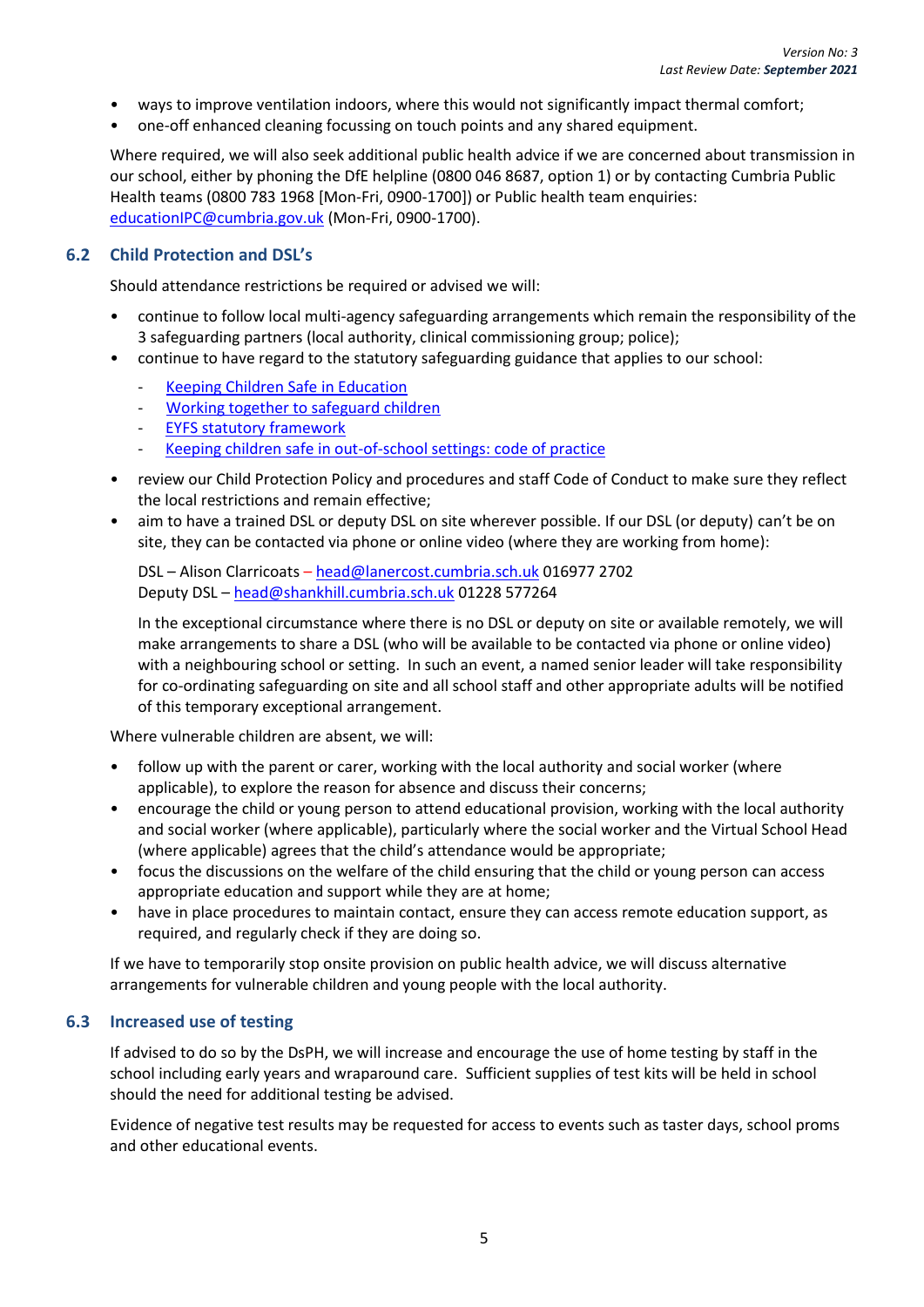- ways to improve ventilation indoors, where this would not significantly impact thermal comfort;
- one-off enhanced cleaning focussing on touch points and any shared equipment.

Where required, we will also seek additional public health advice if we are concerned about transmission in our school, either by phoning the DfE helpline (0800 046 8687, option 1) or by contacting Cumbria Public Health teams (0800 783 1968 [Mon-Fri, 0900-1700]) or Public health team enquiries: educationIPC@cumbria.gov.uk (Mon-Fri, 0900-1700).

### 6.2 Child Protection and DSL's

Should attendance restrictions be required or advised we will:

- continue to follow local multi-agency safeguarding arrangements which remain the responsibility of the 3 safeguarding partners (local authority, clinical commissioning group; police);
- continue to have regard to the statutory safeguarding guidance that applies to our school:
  - Keeping Children Safe in Education
  - Working together to safeguard children
  - EYFS statutory framework
  - Keeping children safe in out-of-school settings: code of practice
- review our Child Protection Policy and procedures and staff Code of Conduct to make sure they reflect the local restrictions and remain effective;
- aim to have a trained DSL or deputy DSL on site wherever possible. If our DSL (or deputy) can't be on site, they can be contacted via phone or online video (where they are working from home):

  DSL – Alison Clarricoats – head@lanercost.cumbria.sch.uk 016977 2702
  Deputy DSL – head@shankhill.cumbria.sch.uk 01228 577264

  In the exceptional circumstance where there is no DSL or deputy on site or available remotely, we will make arrangements to share a DSL (who will be available to be contacted via phone or online video) with a neighbouring school or setting. In such an event, a named senior leader will take responsibility for co-ordinating safeguarding on site and all school staff and other appropriate adults will be notified of this temporary exceptional arrangement.

Where vulnerable children are absent, we will:

- follow up with the parent or carer, working with the local authority and social worker (where applicable), to explore the reason for absence and discuss their concerns;
- encourage the child or young person to attend educational provision, working with the local authority and social worker (where applicable), particularly where the social worker and the Virtual School Head (where applicable) agrees that the child's attendance would be appropriate;
- focus the discussions on the welfare of the child ensuring that the child or young person can access appropriate education and support while they are at home;
- have in place procedures to maintain contact, ensure they can access remote education support, as required, and regularly check if they are doing so.

If we have to temporarily stop onsite provision on public health advice, we will discuss alternative arrangements for vulnerable children and young people with the local authority.

### 6.3 Increased use of testing

If advised to do so by the DsPH, we will increase and encourage the use of home testing by staff in the school including early years and wraparound care. Sufficient supplies of test kits will be held in school should the need for additional testing be advised.

Evidence of negative test results may be requested for access to events such as taster days, school proms and other educational events.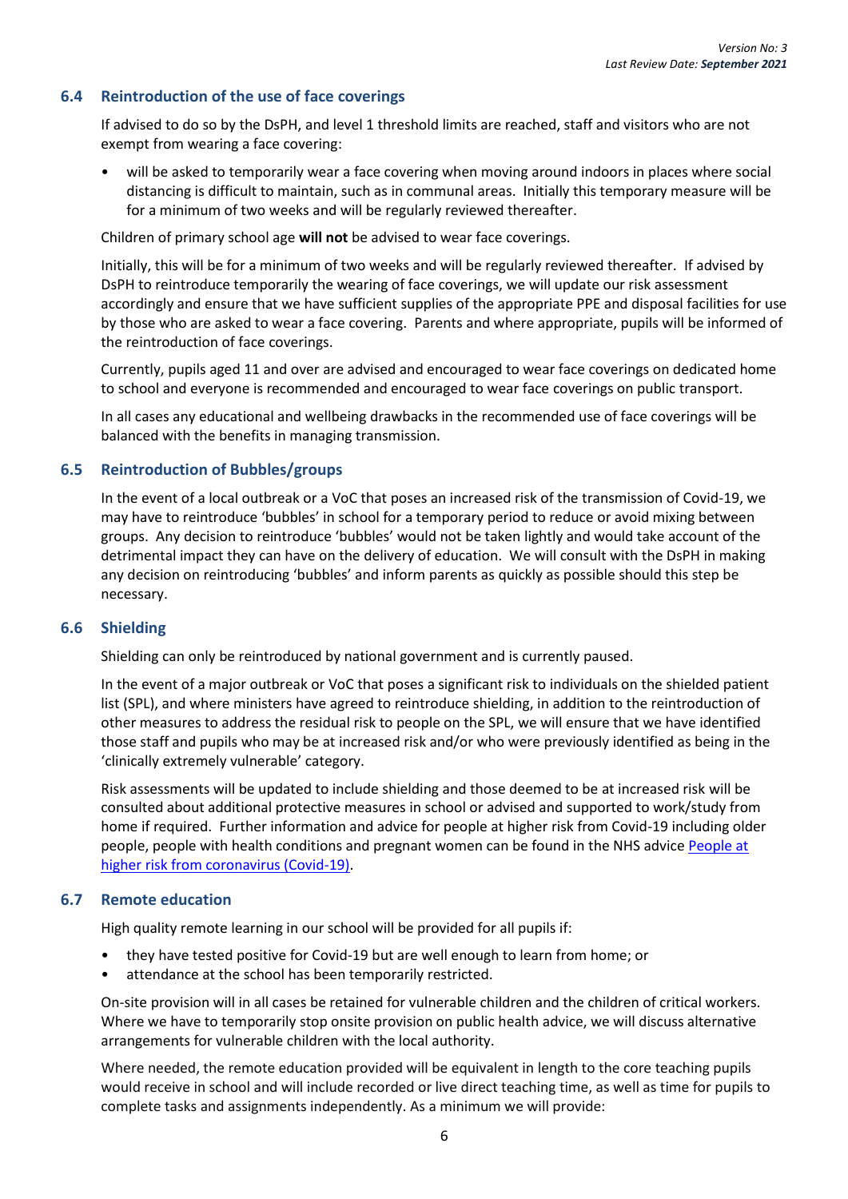### 6.4 Reintroduction of the use of face coverings

If advised to do so by the DsPH, and level 1 threshold limits are reached, staff and visitors who are not exempt from wearing a face covering:

- will be asked to temporarily wear a face covering when moving around indoors in places where social distancing is difficult to maintain, such as in communal areas. Initially this temporary measure will be for a minimum of two weeks and will be regularly reviewed thereafter.

Children of primary school age **will not** be advised to wear face coverings.

Initially, this will be for a minimum of two weeks and will be regularly reviewed thereafter. If advised by DsPH to reintroduce temporarily the wearing of face coverings, we will update our risk assessment accordingly and ensure that we have sufficient supplies of the appropriate PPE and disposal facilities for use by those who are asked to wear a face covering. Parents and where appropriate, pupils will be informed of the reintroduction of face coverings.

Currently, pupils aged 11 and over are advised and encouraged to wear face coverings on dedicated home to school and everyone is recommended and encouraged to wear face coverings on public transport.

In all cases any educational and wellbeing drawbacks in the recommended use of face coverings will be balanced with the benefits in managing transmission.

### 6.5 Reintroduction of Bubbles/groups

In the event of a local outbreak or a VoC that poses an increased risk of the transmission of Covid-19, we may have to reintroduce 'bubbles' in school for a temporary period to reduce or avoid mixing between groups. Any decision to reintroduce 'bubbles' would not be taken lightly and would take account of the detrimental impact they can have on the delivery of education. We will consult with the DsPH in making any decision on reintroducing 'bubbles' and inform parents as quickly as possible should this step be necessary.

### 6.6 Shielding

Shielding can only be reintroduced by national government and is currently paused.

In the event of a major outbreak or VoC that poses a significant risk to individuals on the shielded patient list (SPL), and where ministers have agreed to reintroduce shielding, in addition to the reintroduction of other measures to address the residual risk to people on the SPL, we will ensure that we have identified those staff and pupils who may be at increased risk and/or who were previously identified as being in the 'clinically extremely vulnerable' category.

Risk assessments will be updated to include shielding and those deemed to be at increased risk will be consulted about additional protective measures in school or advised and supported to work/study from home if required. Further information and advice for people at higher risk from Covid-19 including older people, people with health conditions and pregnant women can be found in the NHS advice [People at higher risk from coronavirus (Covid-19)](#).

### 6.7 Remote education

High quality remote learning in our school will be provided for all pupils if:

- they have tested positive for Covid-19 but are well enough to learn from home; or
- attendance at the school has been temporarily restricted.

On-site provision will in all cases be retained for vulnerable children and the children of critical workers. Where we have to temporarily stop onsite provision on public health advice, we will discuss alternative arrangements for vulnerable children with the local authority.

Where needed, the remote education provided will be equivalent in length to the core teaching pupils would receive in school and will include recorded or live direct teaching time, as well as time for pupils to complete tasks and assignments independently. As a minimum we will provide: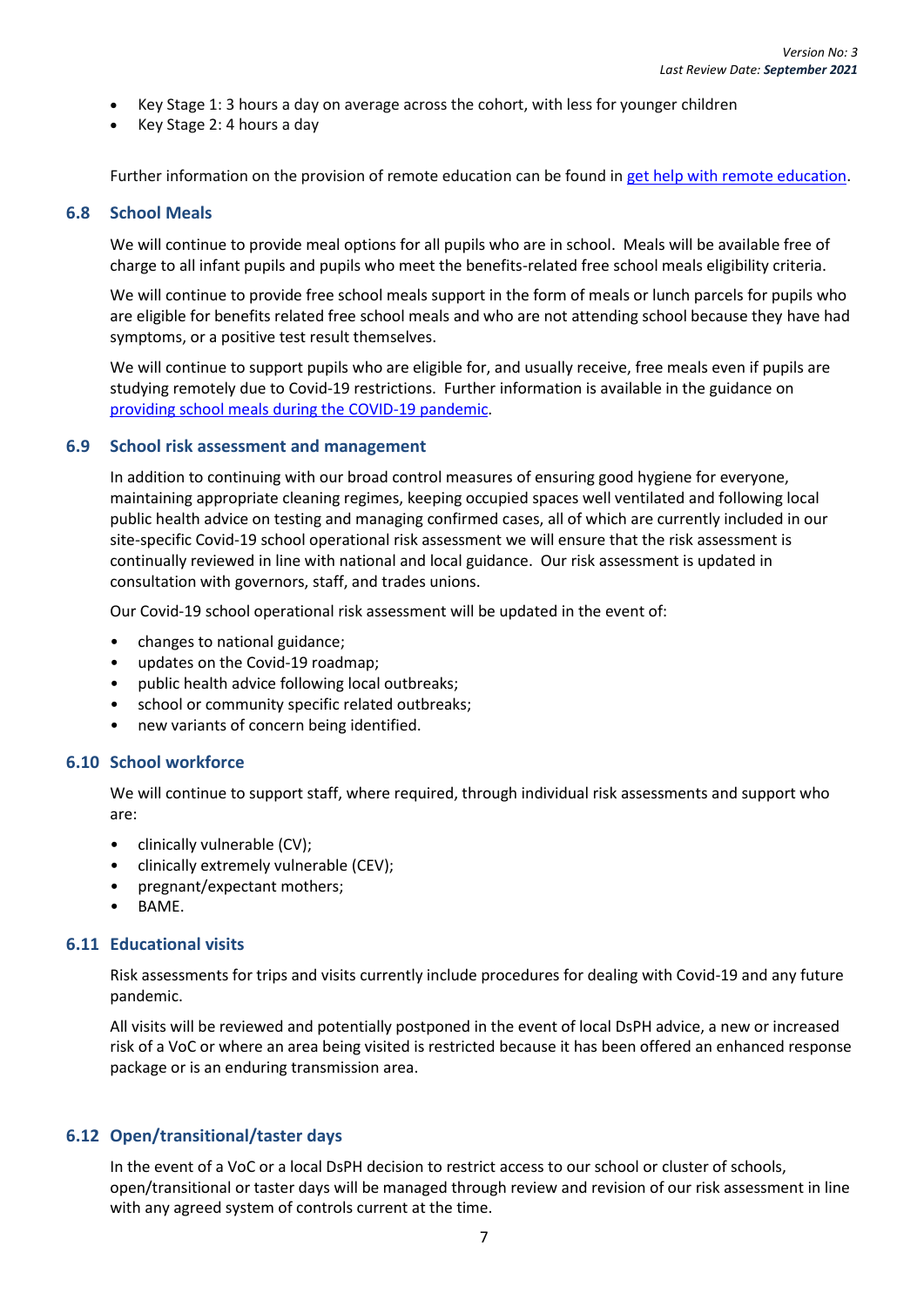- Key Stage 1: 3 hours a day on average across the cohort, with less for younger children
- Key Stage 2: 4 hours a day

Further information on the provision of remote education can be found in [get help with remote education](#).

### 6.8 School Meals

We will continue to provide meal options for all pupils who are in school. Meals will be available free of charge to all infant pupils and pupils who meet the benefits-related free school meals eligibility criteria.

We will continue to provide free school meals support in the form of meals or lunch parcels for pupils who are eligible for benefits related free school meals and who are not attending school because they have had symptoms, or a positive test result themselves.

We will continue to support pupils who are eligible for, and usually receive, free meals even if pupils are studying remotely due to Covid-19 restrictions. Further information is available in the guidance on [providing school meals during the COVID-19 pandemic](#).

### 6.9 School risk assessment and management

In addition to continuing with our broad control measures of ensuring good hygiene for everyone, maintaining appropriate cleaning regimes, keeping occupied spaces well ventilated and following local public health advice on testing and managing confirmed cases, all of which are currently included in our site-specific Covid-19 school operational risk assessment we will ensure that the risk assessment is continually reviewed in line with national and local guidance. Our risk assessment is updated in consultation with governors, staff, and trades unions.

Our Covid-19 school operational risk assessment will be updated in the event of:

- changes to national guidance;
- updates on the Covid-19 roadmap;
- public health advice following local outbreaks;
- school or community specific related outbreaks;
- new variants of concern being identified.

### 6.10 School workforce

We will continue to support staff, where required, through individual risk assessments and support who are:

- clinically vulnerable (CV);
- clinically extremely vulnerable (CEV);
- pregnant/expectant mothers;
- BAME.

### 6.11 Educational visits

Risk assessments for trips and visits currently include procedures for dealing with Covid-19 and any future pandemic.

All visits will be reviewed and potentially postponed in the event of local DsPH advice, a new or increased risk of a VoC or where an area being visited is restricted because it has been offered an enhanced response package or is an enduring transmission area.

### 6.12 Open/transitional/taster days

In the event of a VoC or a local DsPH decision to restrict access to our school or cluster of schools, open/transitional or taster days will be managed through review and revision of our risk assessment in line with any agreed system of controls current at the time.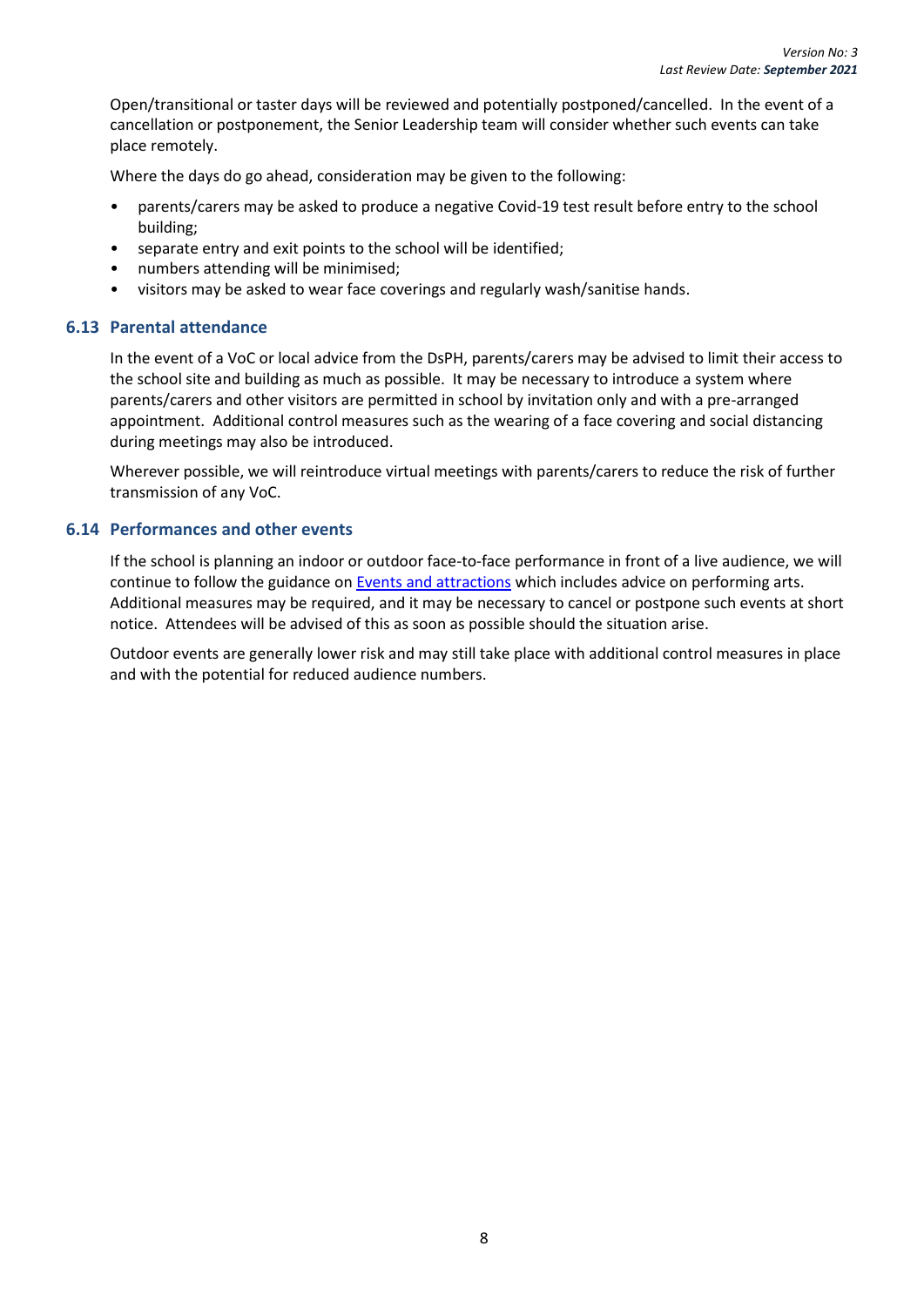Open/transitional or taster days will be reviewed and potentially postponed/cancelled. In the event of a cancellation or postponement, the Senior Leadership team will consider whether such events can take place remotely.

Where the days do go ahead, consideration may be given to the following:

- parents/carers may be asked to produce a negative Covid-19 test result before entry to the school building;
- separate entry and exit points to the school will be identified;
- numbers attending will be minimised;
- visitors may be asked to wear face coverings and regularly wash/sanitise hands.

### 6.13 Parental attendance

In the event of a VoC or local advice from the DsPH, parents/carers may be advised to limit their access to the school site and building as much as possible. It may be necessary to introduce a system where parents/carers and other visitors are permitted in school by invitation only and with a pre-arranged appointment. Additional control measures such as the wearing of a face covering and social distancing during meetings may also be introduced.

Wherever possible, we will reintroduce virtual meetings with parents/carers to reduce the risk of further transmission of any VoC.

### 6.14 Performances and other events

If the school is planning an indoor or outdoor face-to-face performance in front of a live audience, we will continue to follow the guidance on Events and attractions which includes advice on performing arts. Additional measures may be required, and it may be necessary to cancel or postpone such events at short notice. Attendees will be advised of this as soon as possible should the situation arise.

Outdoor events are generally lower risk and may still take place with additional control measures in place and with the potential for reduced audience numbers.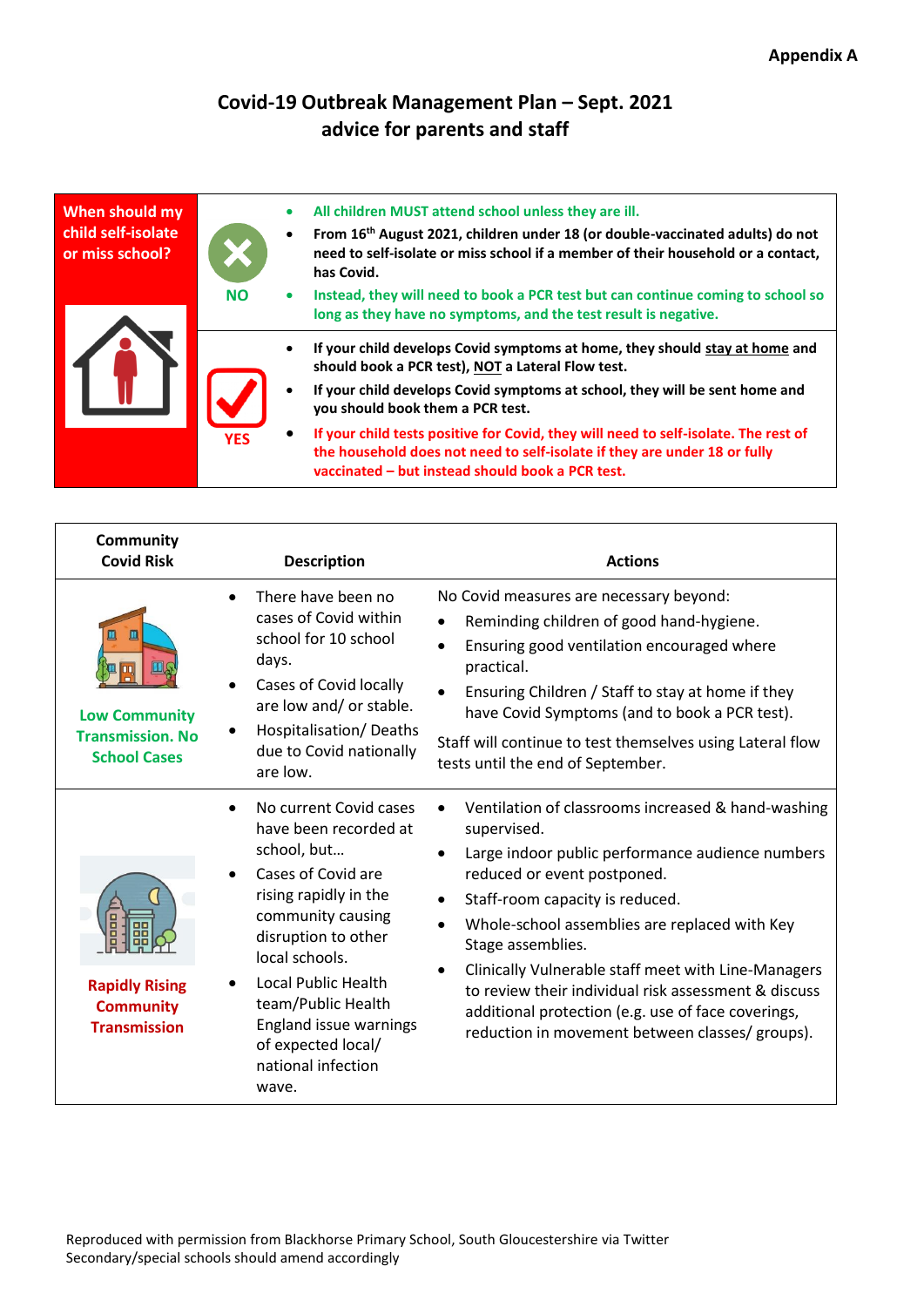**Appendix A**

## Covid-19 Outbreak Management Plan – Sept. 2021 advice for parents and staff

| When should my child self-isolate or miss school? | | |
|---|---|---|
| | **NO** | <ul><li>**All children MUST attend school unless they are ill.**</li><li>**From 16th August 2021, children under 18 (or double-vaccinated adults) do not need to self-isolate or miss school if a member of their household or a contact, has Covid.**</li><li>**Instead, they will need to book a PCR test but can continue coming to school so long as they have no symptoms, and the test result is negative.**</li></ul> |
| | **YES** | <ul><li>**If your child develops Covid symptoms at home, they should stay at home and should book a PCR test), NOT a Lateral Flow test.**</li><li>**If your child develops Covid symptoms at school, they will be sent home and you should book them a PCR test.**</li><li>**If your child tests positive for Covid, they will need to self-isolate. The rest of the household does not need to self-isolate if they are under 18 or fully vaccinated – but instead should book a PCR test.**</li></ul> |

| Community Covid Risk | Description | Actions |
|---|---|---|
| **Low Community Transmission. No School Cases** | <ul><li>There have been no cases of Covid within school for 10 school days.</li><li>Cases of Covid locally are low and/ or stable.</li><li>Hospitalisation/ Deaths due to Covid nationally are low.</li></ul> | No Covid measures are necessary beyond:<ul><li>Reminding children of good hand-hygiene.</li><li>Ensuring good ventilation encouraged where practical.</li><li>Ensuring Children / Staff to stay at home if they have Covid Symptoms (and to book a PCR test).</li></ul>Staff will continue to test themselves using Lateral flow tests until the end of September. |
| **Rapidly Rising Community Transmission** | <ul><li>No current Covid cases have been recorded at school, but…</li><li>Cases of Covid are rising rapidly in the community causing disruption to other local schools.</li><li>Local Public Health team/Public Health England issue warnings of expected local/ national infection wave.</li></ul> | <ul><li>Ventilation of classrooms increased & hand-washing supervised.</li><li>Large indoor public performance audience numbers reduced or event postponed.</li><li>Staff-room capacity is reduced.</li><li>Whole-school assemblies are replaced with Key Stage assemblies.</li><li>Clinically Vulnerable staff meet with Line-Managers to review their individual risk assessment & discuss additional protection (e.g. use of face coverings, reduction in movement between classes/ groups).</li></ul> |

Reproduced with permission from Blackhorse Primary School, South Gloucestershire via Twitter
Secondary/special schools should amend accordingly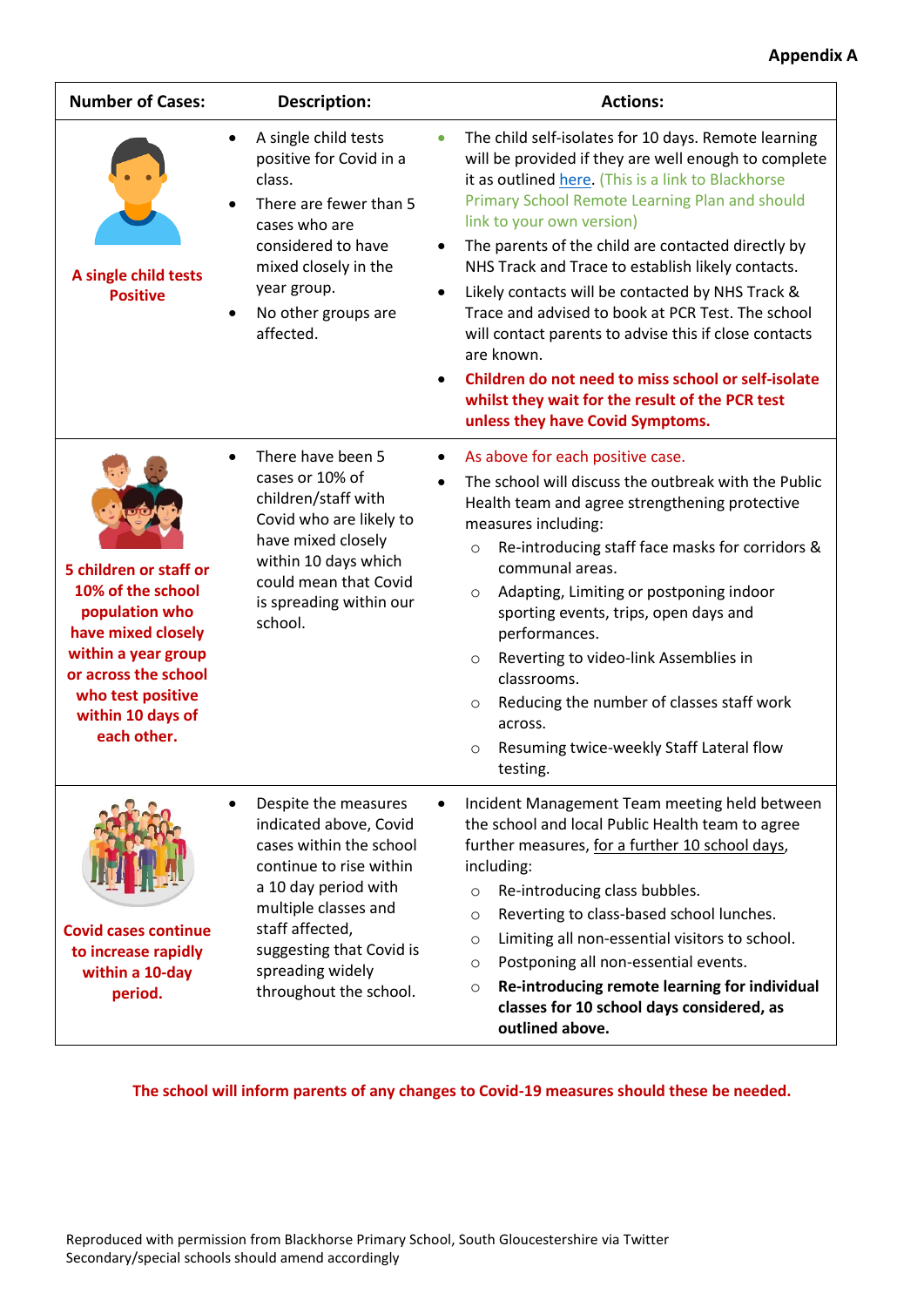**Appendix A**

| Number of Cases: | Description: | Actions: |
|---|---|---|
| **A single child tests Positive** | • A single child tests positive for Covid in a class.<br>• There are fewer than 5 cases who are considered to have mixed closely in the year group.<br>• No other groups are affected. | • The child self-isolates for 10 days. Remote learning will be provided if they are well enough to complete it as outlined [here](). (This is a link to Blackhorse Primary School Remote Learning Plan and should link to your own version)<br>• The parents of the child are contacted directly by NHS Track and Trace to establish likely contacts.<br>• Likely contacts will be contacted by NHS Track & Trace and advised to book at PCR Test. The school will contact parents to advise this if close contacts are known.<br>• **Children do not need to miss school or self-isolate whilst they wait for the result of the PCR test unless they have Covid Symptoms.** |
| **5 children or staff or 10% of the school population who have mixed closely within a year group or across the school who test positive within 10 days of each other.** | • There have been 5 cases or 10% of children/staff with Covid who are likely to have mixed closely within 10 days which could mean that Covid is spreading within our school. | • As above for each positive case.<br>• The school will discuss the outbreak with the Public Health team and agree strengthening protective measures including:<br>  ○ Re-introducing staff face masks for corridors & communal areas.<br>  ○ Adapting, Limiting or postponing indoor sporting events, trips, open days and performances.<br>  ○ Reverting to video-link Assemblies in classrooms.<br>  ○ Reducing the number of classes staff work across.<br>  ○ Resuming twice-weekly Staff Lateral flow testing. |
| **Covid cases continue to increase rapidly within a 10-day period.** | • Despite the measures indicated above, Covid cases within the school continue to rise within a 10 day period with multiple classes and staff affected, suggesting that Covid is spreading widely throughout the school. | • Incident Management Team meeting held between the school and local Public Health team to agree further measures, for a further 10 school days, including:<br>  ○ Re-introducing class bubbles.<br>  ○ Reverting to class-based school lunches.<br>  ○ Limiting all non-essential visitors to school.<br>  ○ Postponing all non-essential events.<br>  ○ **Re-introducing remote learning for individual classes for 10 school days considered, as outlined above.** |

**The school will inform parents of any changes to Covid-19 measures should these be needed.**

Reproduced with permission from Blackhorse Primary School, South Gloucestershire via Twitter
Secondary/special schools should amend accordingly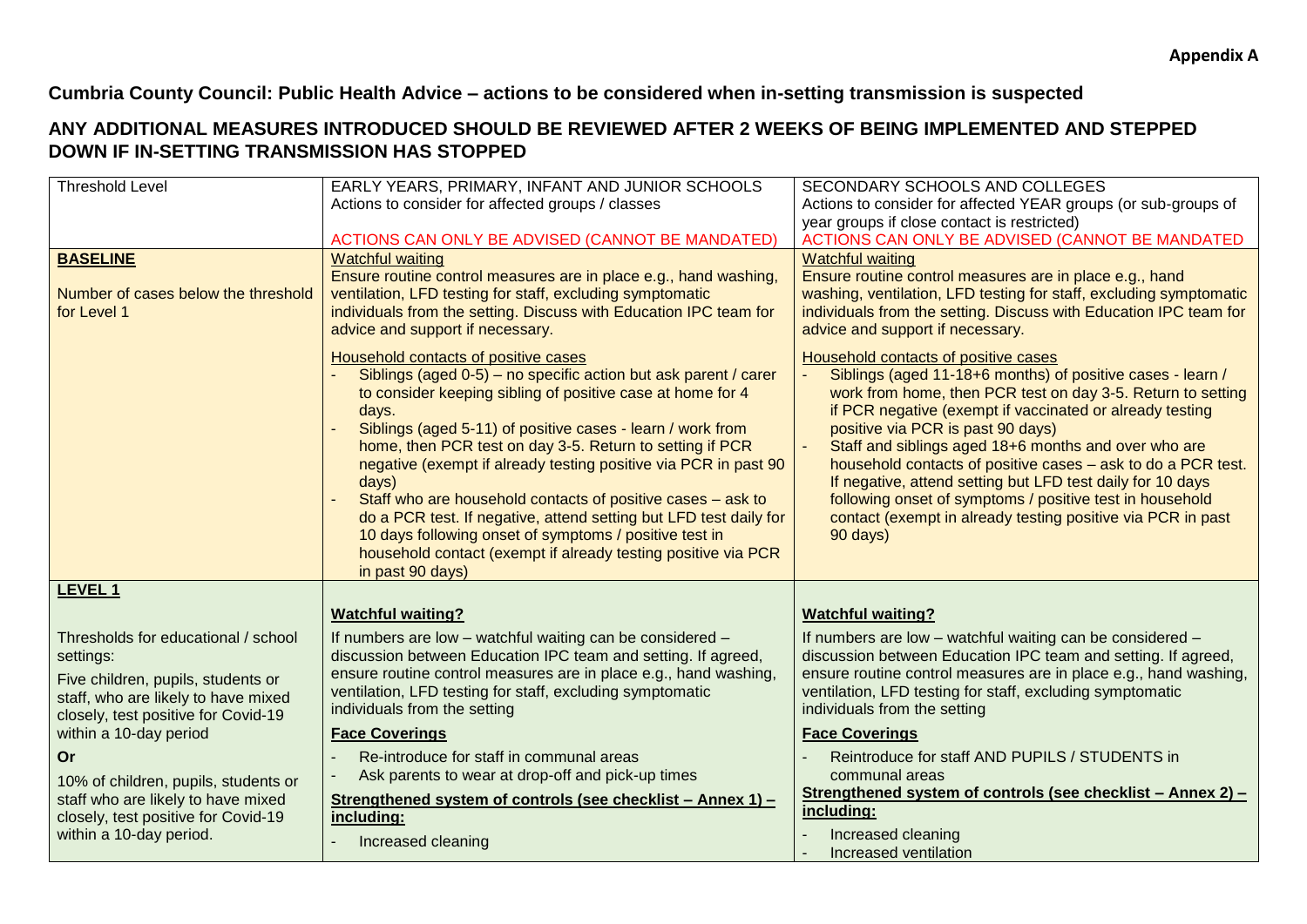**Appendix A**

## Cumbria County Council: Public Health Advice – actions to be considered when in-setting transmission is suspected

## ANY ADDITIONAL MEASURES INTRODUCED SHOULD BE REVIEWED AFTER 2 WEEKS OF BEING IMPLEMENTED AND STEPPED DOWN IF IN-SETTING TRANSMISSION HAS STOPPED

| Threshold Level | EARLY YEARS, PRIMARY, INFANT AND JUNIOR SCHOOLS<br>Actions to consider for affected groups / classes<br><br>ACTIONS CAN ONLY BE ADVISED (CANNOT BE MANDATED) | SECONDARY SCHOOLS AND COLLEGES<br>Actions to consider for affected YEAR groups (or sub-groups of year groups if close contact is restricted)<br>ACTIONS CAN ONLY BE ADVISED (CANNOT BE MANDATED |
|---|---|---|
| **BASELINE**<br><br>Number of cases below the threshold for Level 1 | Watchful waiting<br>Ensure routine control measures are in place e.g., hand washing, ventilation, LFD testing for staff, excluding symptomatic individuals from the setting. Discuss with Education IPC team for advice and support if necessary.<br><br>Household contacts of positive cases<br>- Siblings (aged 0-5) – no specific action but ask parent / carer to consider keeping sibling of positive case at home for 4 days.<br>- Siblings (aged 5-11) of positive cases - learn / work from home, then PCR test on day 3-5. Return to setting if PCR negative (exempt if already testing positive via PCR in past 90 days)<br>- Staff who are household contacts of positive cases – ask to do a PCR test. If negative, attend setting but LFD test daily for 10 days following onset of symptoms / positive test in household contact (exempt if already testing positive via PCR in past 90 days) | Watchful waiting<br>Ensure routine control measures are in place e.g., hand washing, ventilation, LFD testing for staff, excluding symptomatic individuals from the setting. Discuss with Education IPC team for advice and support if necessary.<br><br>Household contacts of positive cases<br>- Siblings (aged 11-18+6 months) of positive cases - learn / work from home, then PCR test on day 3-5. Return to setting if PCR negative (exempt if vaccinated or already testing positive via PCR is past 90 days)<br>- Staff and siblings aged 18+6 months and over who are household contacts of positive cases – ask to do a PCR test. If negative, attend setting but LFD test daily for 10 days following onset of symptoms / positive test in household contact (exempt in already testing positive via PCR in past 90 days) |
| **LEVEL 1**<br><br>Thresholds for educational / school settings:<br><br>Five children, pupils, students or staff, who are likely to have mixed closely, test positive for Covid-19 within a 10-day period<br><br>**Or**<br><br>10% of children, pupils, students or staff who are likely to have mixed closely, test positive for Covid-19 within a 10-day period. | **Watchful waiting?**<br><br>If numbers are low – watchful waiting can be considered – discussion between Education IPC team and setting. If agreed, ensure routine control measures are in place e.g., hand washing, ventilation, LFD testing for staff, excluding symptomatic individuals from the setting<br><br>**Face Coverings**<br>- Re-introduce for staff in communal areas<br>- Ask parents to wear at drop-off and pick-up times<br><br>**Strengthened system of controls (see checklist – Annex 1) – including:**<br>- Increased cleaning | **Watchful waiting?**<br><br>If numbers are low – watchful waiting can be considered – discussion between Education IPC team and setting. If agreed, ensure routine control measures are in place e.g., hand washing, ventilation, LFD testing for staff, excluding symptomatic individuals from the setting<br><br>**Face Coverings**<br>- Reintroduce for staff AND PUPILS / STUDENTS in communal areas<br><br>**Strengthened system of controls (see checklist – Annex 2) – including:**<br>- Increased cleaning<br>- Increased ventilation |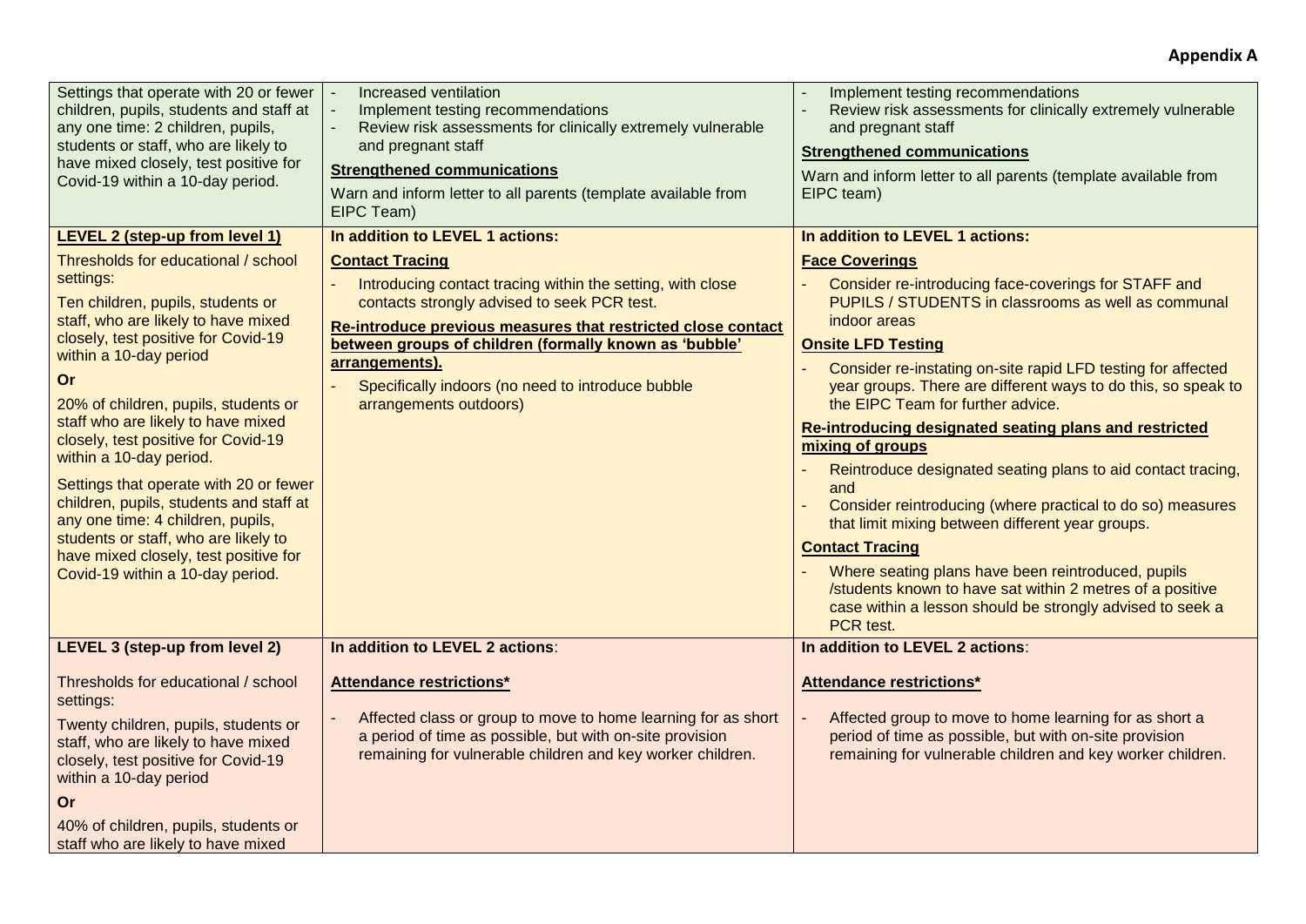**Appendix A**

| | | |
|---|---|---|
| Settings that operate with 20 or fewer children, pupils, students and staff at any one time: 2 children, pupils, students or staff, who are likely to have mixed closely, test positive for Covid-19 within a 10-day period. | - Increased ventilation<br>- Implement testing recommendations<br>- Review risk assessments for clinically extremely vulnerable and pregnant staff<br>**Strengthened communications**<br>Warn and inform letter to all parents (template available from EIPC Team) | - Implement testing recommendations<br>- Review risk assessments for clinically extremely vulnerable and pregnant staff<br>**Strengthened communications**<br>Warn and inform letter to all parents (template available from EIPC team) |
| **LEVEL 2 (step-up from level 1)**<br>Thresholds for educational / school settings:<br>Ten children, pupils, students or staff, who are likely to have mixed closely, test positive for Covid-19 within a 10-day period<br>**Or**<br>20% of children, pupils, students or staff who are likely to have mixed closely, test positive for Covid-19 within a 10-day period.<br>Settings that operate with 20 or fewer children, pupils, students and staff at any one time: 4 children, pupils, students or staff, who are likely to have mixed closely, test positive for Covid-19 within a 10-day period. | **In addition to LEVEL 1 actions:**<br>**Contact Tracing**<br>- Introducing contact tracing within the setting, with close contacts strongly advised to seek PCR test.<br>**Re-introduce previous measures that restricted close contact between groups of children (formally known as 'bubble' arrangements).**<br>- Specifically indoors (no need to introduce bubble arrangements outdoors) | **In addition to LEVEL 1 actions:**<br>**Face Coverings**<br>- Consider re-introducing face-coverings for STAFF and PUPILS / STUDENTS in classrooms as well as communal indoor areas<br>**Onsite LFD Testing**<br>- Consider re-instating on-site rapid LFD testing for affected year groups. There are different ways to do this, so speak to the EIPC Team for further advice.<br>**Re-introducing designated seating plans and restricted mixing of groups**<br>- Reintroduce designated seating plans to aid contact tracing, and<br>- Consider reintroducing (where practical to do so) measures that limit mixing between different year groups.<br>**Contact Tracing**<br>- Where seating plans have been reintroduced, pupils /students known to have sat within 2 metres of a positive case within a lesson should be strongly advised to seek a PCR test. |
| **LEVEL 3 (step-up from level 2)**<br>Thresholds for educational / school settings:<br>Twenty children, pupils, students or staff, who are likely to have mixed closely, test positive for Covid-19 within a 10-day period<br>**Or**<br>40% of children, pupils, students or staff who are likely to have mixed | **In addition to LEVEL 2 actions**:<br>**Attendance restrictions***<br>- Affected class or group to move to home learning for as short a period of time as possible, but with on-site provision remaining for vulnerable children and key worker children. | **In addition to LEVEL 2 actions**:<br>**Attendance restrictions***<br>- Affected group to move to home learning for as short a period of time as possible, but with on-site provision remaining for vulnerable children and key worker children. |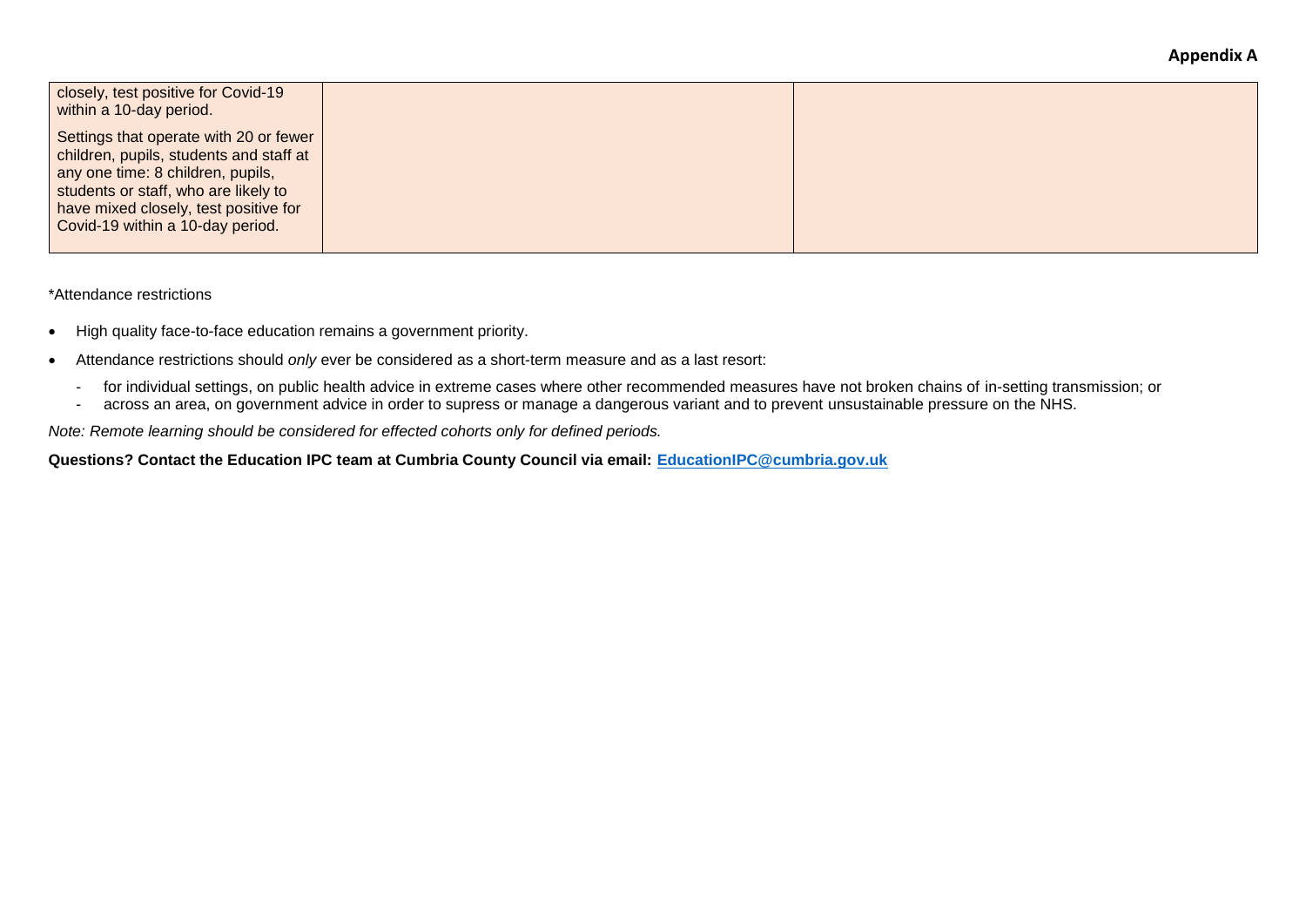| | | |
|---|---|---|
| closely, test positive for Covid-19 within a 10-day period.<br><br>Settings that operate with 20 or fewer children, pupils, students and staff at any one time: 8 children, pupils, students or staff, who are likely to have mixed closely, test positive for Covid-19 within a 10-day period. | | |

*Attendance restrictions

- High quality face-to-face education remains a government priority.
- Attendance restrictions should *only* ever be considered as a short-term measure and as a last resort:
  - for individual settings, on public health advice in extreme cases where other recommended measures have not broken chains of in-setting transmission; or
  - across an area, on government advice in order to supress or manage a dangerous variant and to prevent unsustainable pressure on the NHS.

*Note: Remote learning should be considered for effected cohorts only for defined periods.*

**Questions? Contact the Education IPC team at Cumbria County Council via email: EducationIPC@cumbria.gov.uk**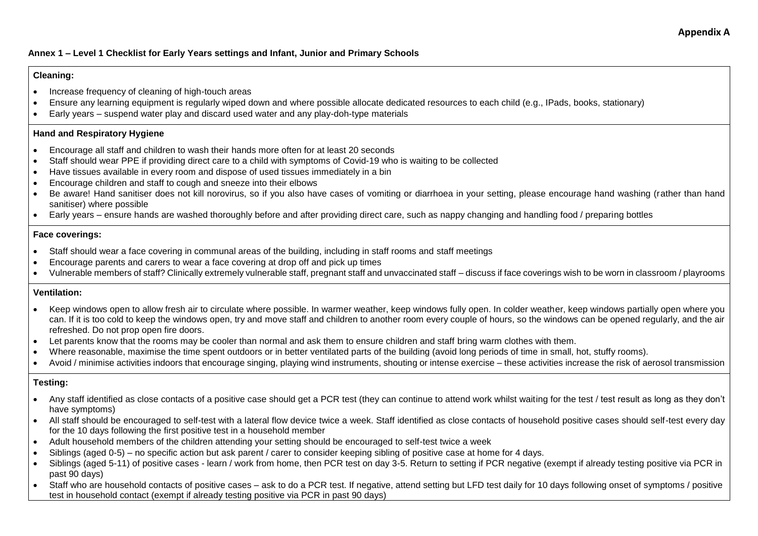**Appendix A**

**Annex 1 – Level 1 Checklist for Early Years settings and Infant, Junior and Primary Schools**

**Cleaning:**

- Increase frequency of cleaning of high-touch areas
- Ensure any learning equipment is regularly wiped down and where possible allocate dedicated resources to each child (e.g., IPads, books, stationary)
- Early years – suspend water play and discard used water and any play-doh-type materials

**Hand and Respiratory Hygiene**

- Encourage all staff and children to wash their hands more often for at least 20 seconds
- Staff should wear PPE if providing direct care to a child with symptoms of Covid-19 who is waiting to be collected
- Have tissues available in every room and dispose of used tissues immediately in a bin
- Encourage children and staff to cough and sneeze into their elbows
- Be aware! Hand sanitiser does not kill norovirus, so if you also have cases of vomiting or diarrhoea in your setting, please encourage hand washing (rather than hand sanitiser) where possible
- Early years – ensure hands are washed thoroughly before and after providing direct care, such as nappy changing and handling food / preparing bottles

**Face coverings:**

- Staff should wear a face covering in communal areas of the building, including in staff rooms and staff meetings
- Encourage parents and carers to wear a face covering at drop off and pick up times
- Vulnerable members of staff? Clinically extremely vulnerable staff, pregnant staff and unvaccinated staff – discuss if face coverings wish to be worn in classroom / playrooms

**Ventilation:**

- Keep windows open to allow fresh air to circulate where possible. In warmer weather, keep windows fully open. In colder weather, keep windows partially open where you can. If it is too cold to keep the windows open, try and move staff and children to another room every couple of hours, so the windows can be opened regularly, and the air refreshed. Do not prop open fire doors.
- Let parents know that the rooms may be cooler than normal and ask them to ensure children and staff bring warm clothes with them.
- Where reasonable, maximise the time spent outdoors or in better ventilated parts of the building (avoid long periods of time in small, hot, stuffy rooms).
- Avoid / minimise activities indoors that encourage singing, playing wind instruments, shouting or intense exercise – these activities increase the risk of aerosol transmission

**Testing:**

- Any staff identified as close contacts of a positive case should get a PCR test (they can continue to attend work whilst waiting for the test / test result as long as they don't have symptoms)
- All staff should be encouraged to self-test with a lateral flow device twice a week. Staff identified as close contacts of household positive cases should self-test every day for the 10 days following the first positive test in a household member
- Adult household members of the children attending your setting should be encouraged to self-test twice a week
- Siblings (aged 0-5) – no specific action but ask parent / carer to consider keeping sibling of positive case at home for 4 days.
- Siblings (aged 5-11) of positive cases - learn / work from home, then PCR test on day 3-5. Return to setting if PCR negative (exempt if already testing positive via PCR in past 90 days)
- Staff who are household contacts of positive cases – ask to do a PCR test. If negative, attend setting but LFD test daily for 10 days following onset of symptoms / positive test in household contact (exempt if already testing positive via PCR in past 90 days)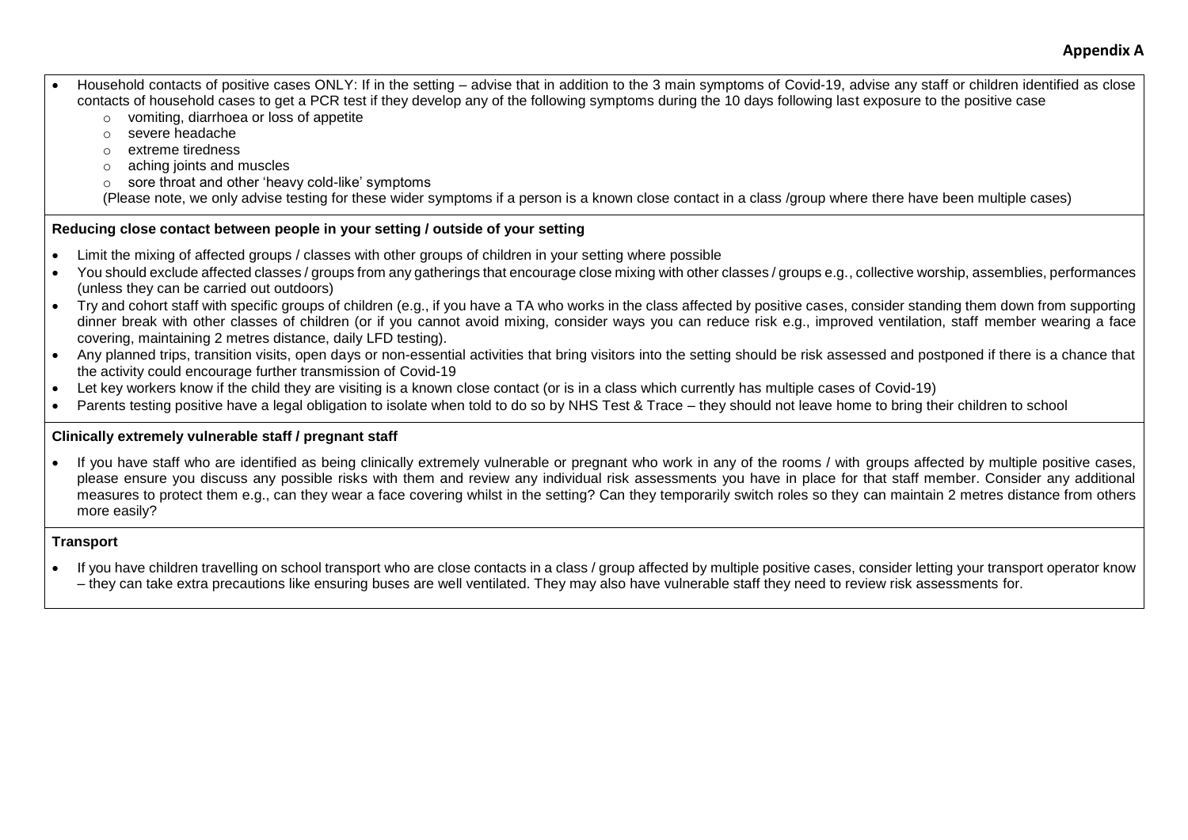**Appendix A**

- Household contacts of positive cases ONLY: If in the setting – advise that in addition to the 3 main symptoms of Covid-19, advise any staff or children identified as close contacts of household cases to get a PCR test if they develop any of the following symptoms during the 10 days following last exposure to the positive case
  - vomiting, diarrhoea or loss of appetite
  - severe headache
  - extreme tiredness
  - aching joints and muscles
  - sore throat and other 'heavy cold-like' symptoms

  (Please note, we only advise testing for these wider symptoms if a person is a known close contact in a class /group where there have been multiple cases)

**Reducing close contact between people in your setting / outside of your setting**

- Limit the mixing of affected groups / classes with other groups of children in your setting where possible
- You should exclude affected classes / groups from any gatherings that encourage close mixing with other classes / groups e.g., collective worship, assemblies, performances (unless they can be carried out outdoors)
- Try and cohort staff with specific groups of children (e.g., if you have a TA who works in the class affected by positive cases, consider standing them down from supporting dinner break with other classes of children (or if you cannot avoid mixing, consider ways you can reduce risk e.g., improved ventilation, staff member wearing a face covering, maintaining 2 metres distance, daily LFD testing).
- Any planned trips, transition visits, open days or non-essential activities that bring visitors into the setting should be risk assessed and postponed if there is a chance that the activity could encourage further transmission of Covid-19
- Let key workers know if the child they are visiting is a known close contact (or is in a class which currently has multiple cases of Covid-19)
- Parents testing positive have a legal obligation to isolate when told to do so by NHS Test & Trace – they should not leave home to bring their children to school

**Clinically extremely vulnerable staff / pregnant staff**

- If you have staff who are identified as being clinically extremely vulnerable or pregnant who work in any of the rooms / with groups affected by multiple positive cases, please ensure you discuss any possible risks with them and review any individual risk assessments you have in place for that staff member. Consider any additional measures to protect them e.g., can they wear a face covering whilst in the setting? Can they temporarily switch roles so they can maintain 2 metres distance from others more easily?

**Transport**

- If you have children travelling on school transport who are close contacts in a class / group affected by multiple positive cases, consider letting your transport operator know – they can take extra precautions like ensuring buses are well ventilated. They may also have vulnerable staff they need to review risk assessments for.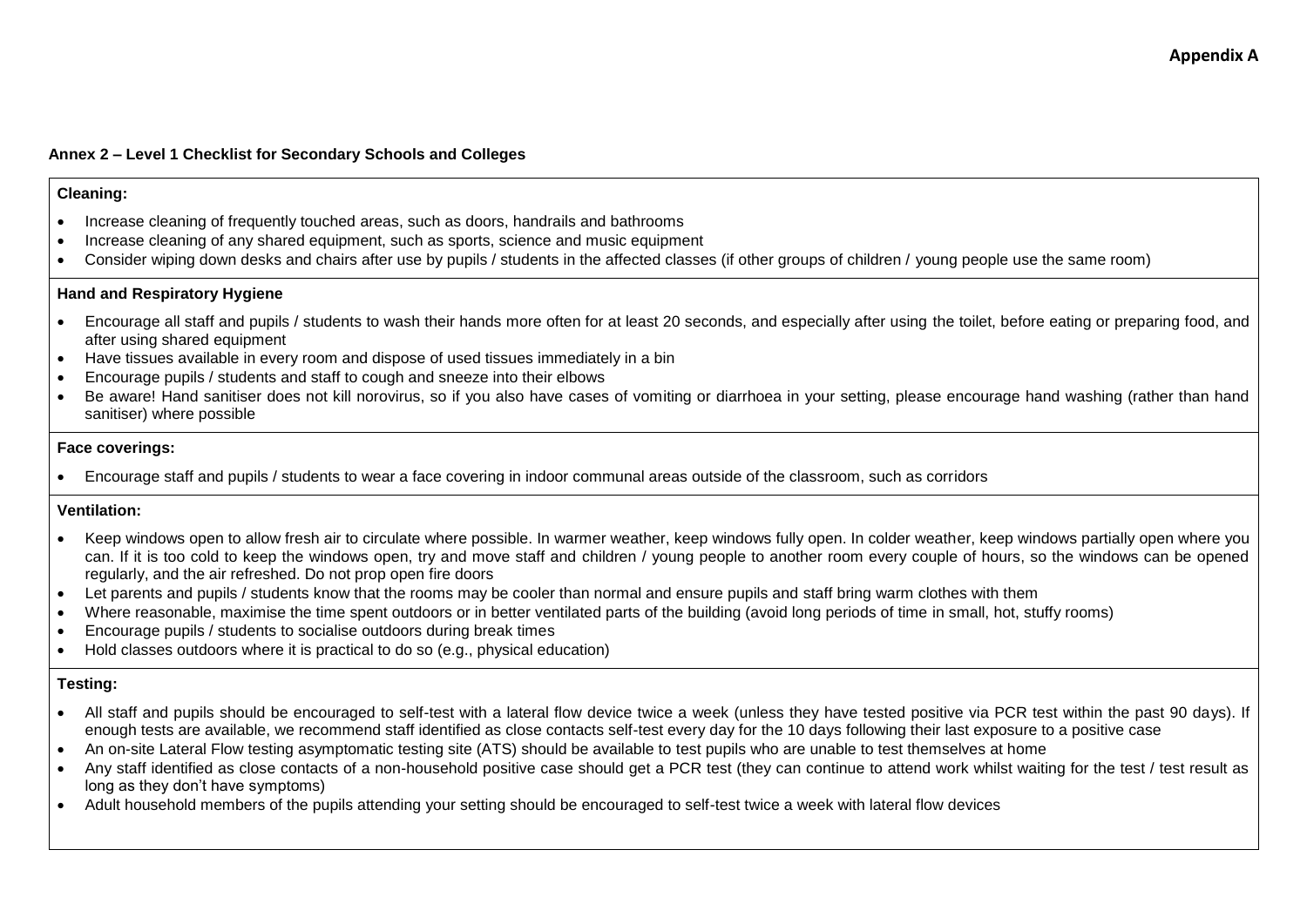**Appendix A**

**Annex 2 – Level 1 Checklist for Secondary Schools and Colleges**

**Cleaning:**

- Increase cleaning of frequently touched areas, such as doors, handrails and bathrooms
- Increase cleaning of any shared equipment, such as sports, science and music equipment
- Consider wiping down desks and chairs after use by pupils / students in the affected classes (if other groups of children / young people use the same room)

**Hand and Respiratory Hygiene**

- Encourage all staff and pupils / students to wash their hands more often for at least 20 seconds, and especially after using the toilet, before eating or preparing food, and after using shared equipment
- Have tissues available in every room and dispose of used tissues immediately in a bin
- Encourage pupils / students and staff to cough and sneeze into their elbows
- Be aware! Hand sanitiser does not kill norovirus, so if you also have cases of vomiting or diarrhoea in your setting, please encourage hand washing (rather than hand sanitiser) where possible

**Face coverings:**

- Encourage staff and pupils / students to wear a face covering in indoor communal areas outside of the classroom, such as corridors

**Ventilation:**

- Keep windows open to allow fresh air to circulate where possible. In warmer weather, keep windows fully open. In colder weather, keep windows partially open where you can. If it is too cold to keep the windows open, try and move staff and children / young people to another room every couple of hours, so the windows can be opened regularly, and the air refreshed. Do not prop open fire doors
- Let parents and pupils / students know that the rooms may be cooler than normal and ensure pupils and staff bring warm clothes with them
- Where reasonable, maximise the time spent outdoors or in better ventilated parts of the building (avoid long periods of time in small, hot, stuffy rooms)
- Encourage pupils / students to socialise outdoors during break times
- Hold classes outdoors where it is practical to do so (e.g., physical education)

**Testing:**

- All staff and pupils should be encouraged to self-test with a lateral flow device twice a week (unless they have tested positive via PCR test within the past 90 days). If enough tests are available, we recommend staff identified as close contacts self-test every day for the 10 days following their last exposure to a positive case
- An on-site Lateral Flow testing asymptomatic testing site (ATS) should be available to test pupils who are unable to test themselves at home
- Any staff identified as close contacts of a non-household positive case should get a PCR test (they can continue to attend work whilst waiting for the test / test result as long as they don't have symptoms)
- Adult household members of the pupils attending your setting should be encouraged to self-test twice a week with lateral flow devices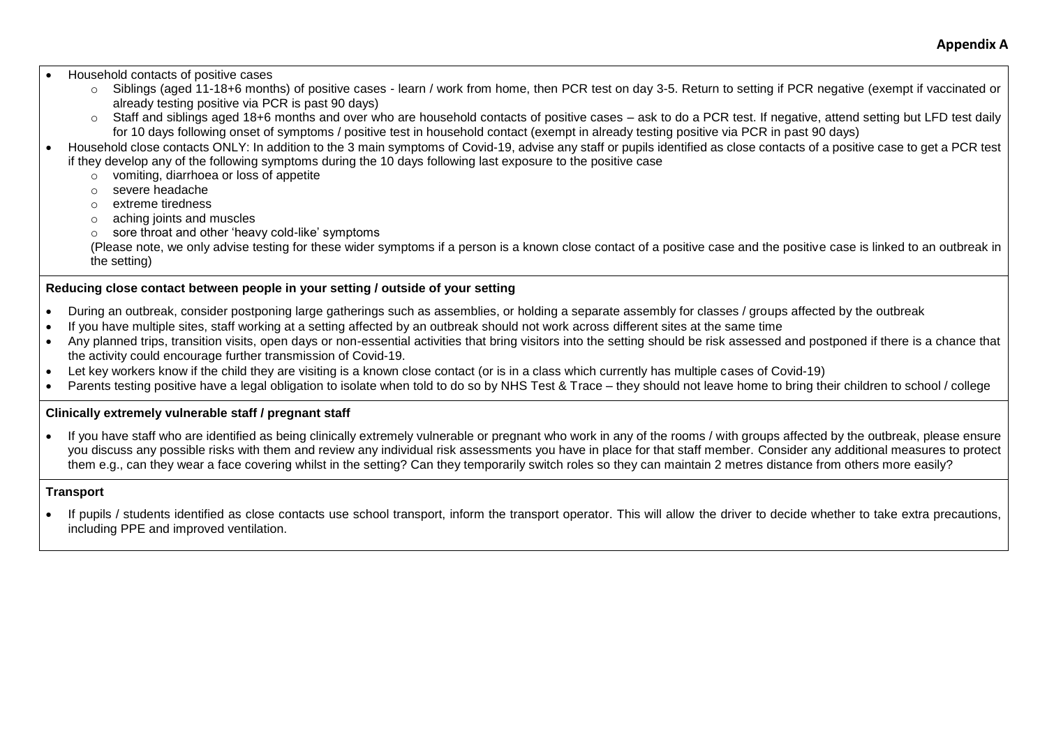**Appendix A**

- Household contacts of positive cases
  - Siblings (aged 11-18+6 months) of positive cases - learn / work from home, then PCR test on day 3-5. Return to setting if PCR negative (exempt if vaccinated or already testing positive via PCR is past 90 days)
  - Staff and siblings aged 18+6 months and over who are household contacts of positive cases – ask to do a PCR test. If negative, attend setting but LFD test daily for 10 days following onset of symptoms / positive test in household contact (exempt in already testing positive via PCR in past 90 days)
- Household close contacts ONLY: In addition to the 3 main symptoms of Covid-19, advise any staff or pupils identified as close contacts of a positive case to get a PCR test if they develop any of the following symptoms during the 10 days following last exposure to the positive case
  - vomiting, diarrhoea or loss of appetite
  - severe headache
  - extreme tiredness
  - aching joints and muscles
  - sore throat and other 'heavy cold-like' symptoms

  (Please note, we only advise testing for these wider symptoms if a person is a known close contact of a positive case and the positive case is linked to an outbreak in the setting)

**Reducing close contact between people in your setting / outside of your setting**

- During an outbreak, consider postponing large gatherings such as assemblies, or holding a separate assembly for classes / groups affected by the outbreak
- If you have multiple sites, staff working at a setting affected by an outbreak should not work across different sites at the same time
- Any planned trips, transition visits, open days or non-essential activities that bring visitors into the setting should be risk assessed and postponed if there is a chance that the activity could encourage further transmission of Covid-19.
- Let key workers know if the child they are visiting is a known close contact (or is in a class which currently has multiple cases of Covid-19)
- Parents testing positive have a legal obligation to isolate when told to do so by NHS Test & Trace – they should not leave home to bring their children to school / college

**Clinically extremely vulnerable staff / pregnant staff**

- If you have staff who are identified as being clinically extremely vulnerable or pregnant who work in any of the rooms / with groups affected by the outbreak, please ensure you discuss any possible risks with them and review any individual risk assessments you have in place for that staff member. Consider any additional measures to protect them e.g., can they wear a face covering whilst in the setting? Can they temporarily switch roles so they can maintain 2 metres distance from others more easily?

**Transport**

- If pupils / students identified as close contacts use school transport, inform the transport operator. This will allow the driver to decide whether to take extra precautions, including PPE and improved ventilation.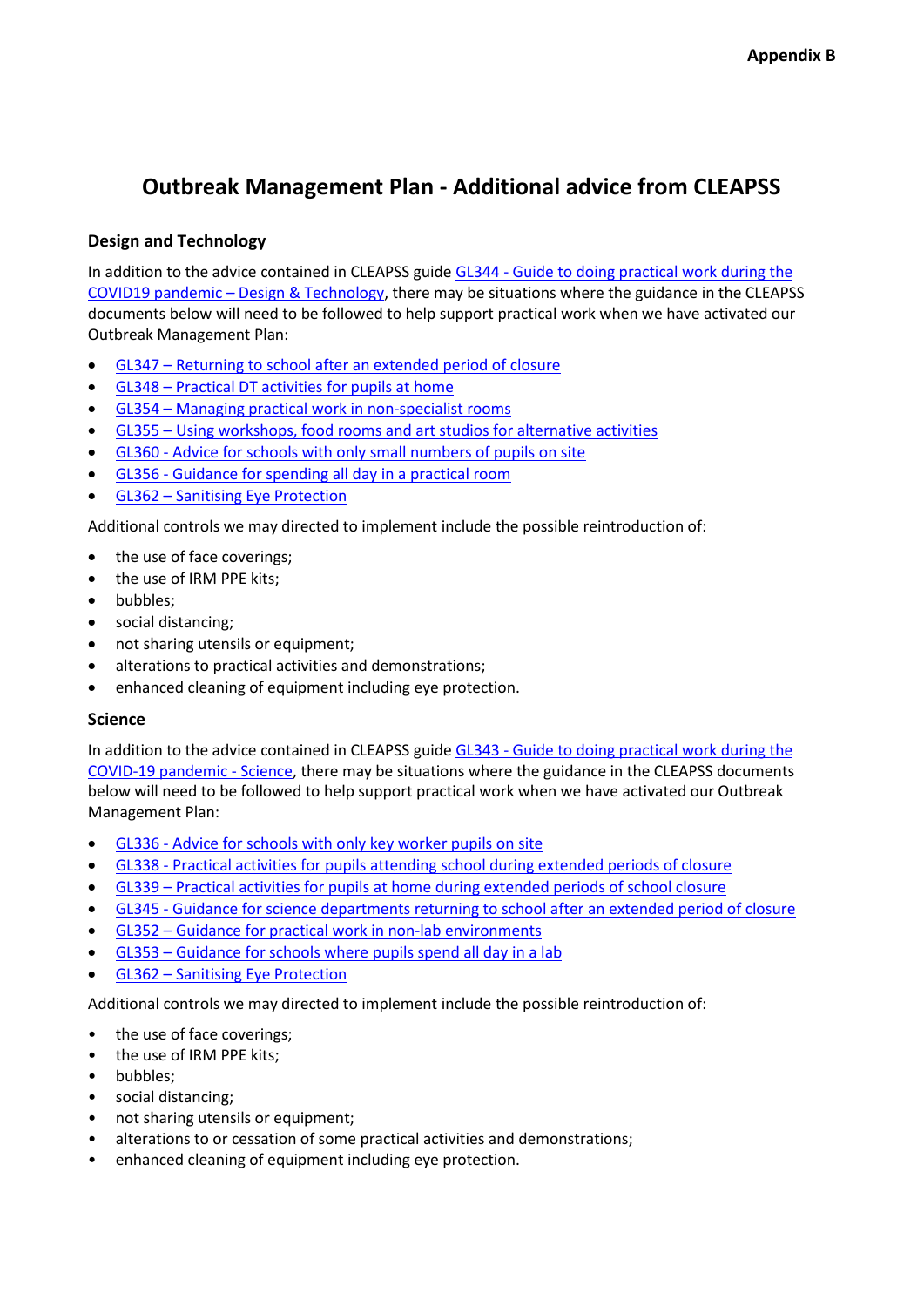**Appendix B**

# Outbreak Management Plan - Additional advice from CLEAPSS

## Design and Technology

In addition to the advice contained in CLEAPSS guide GL344 - Guide to doing practical work during the COVID19 pandemic – Design & Technology, there may be situations where the guidance in the CLEAPSS documents below will need to be followed to help support practical work when we have activated our Outbreak Management Plan:

- GL347 – Returning to school after an extended period of closure
- GL348 – Practical DT activities for pupils at home
- GL354 – Managing practical work in non-specialist rooms
- GL355 – Using workshops, food rooms and art studios for alternative activities
- GL360 - Advice for schools with only small numbers of pupils on site
- GL356 - Guidance for spending all day in a practical room
- GL362 – Sanitising Eye Protection

Additional controls we may directed to implement include the possible reintroduction of:

- the use of face coverings;
- the use of IRM PPE kits;
- bubbles;
- social distancing;
- not sharing utensils or equipment;
- alterations to practical activities and demonstrations;
- enhanced cleaning of equipment including eye protection.

## Science

In addition to the advice contained in CLEAPSS guide GL343 - Guide to doing practical work during the COVID-19 pandemic - Science, there may be situations where the guidance in the CLEAPSS documents below will need to be followed to help support practical work when we have activated our Outbreak Management Plan:

- GL336 - Advice for schools with only key worker pupils on site
- GL338 - Practical activities for pupils attending school during extended periods of closure
- GL339 – Practical activities for pupils at home during extended periods of school closure
- GL345 - Guidance for science departments returning to school after an extended period of closure
- GL352 – Guidance for practical work in non-lab environments
- GL353 – Guidance for schools where pupils spend all day in a lab
- GL362 – Sanitising Eye Protection

Additional controls we may directed to implement include the possible reintroduction of:

- the use of face coverings;
- the use of IRM PPE kits;
- bubbles;
- social distancing;
- not sharing utensils or equipment;
- alterations to or cessation of some practical activities and demonstrations;
- enhanced cleaning of equipment including eye protection.